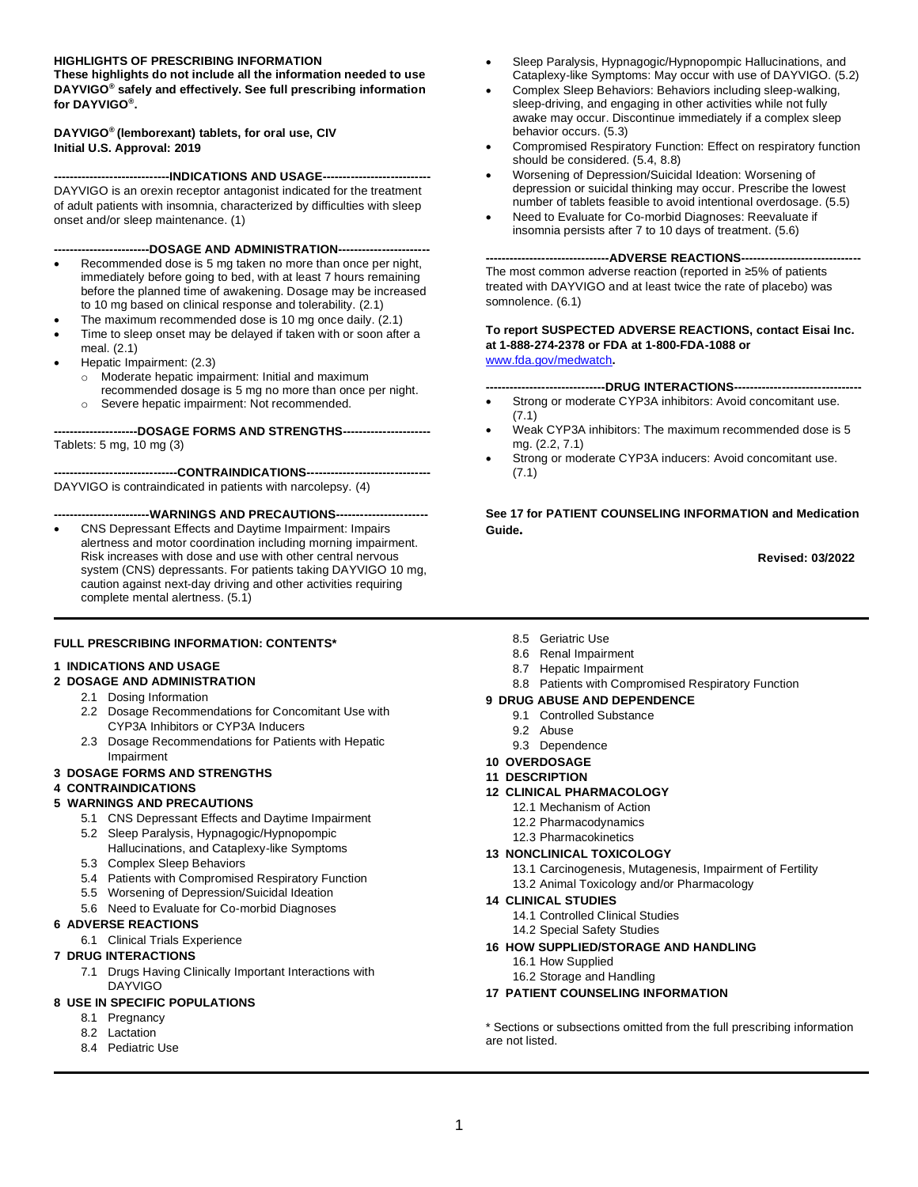**HIGHLIGHTS OF PRESCRIBING INFORMATION**
**These highlights do not include all the information needed to use DAYVIGO® safely and effectively. See full prescribing information for DAYVIGO®.**

**DAYVIGO® (lemborexant) tablets, for oral use, CIV**
**Initial U.S. Approval: 2019**

**----------------------------INDICATIONS AND USAGE---------------------------**

DAYVIGO is an orexin receptor antagonist indicated for the treatment of adult patients with insomnia, characterized by difficulties with sleep onset and/or sleep maintenance. (1)

**-----------------------DOSAGE AND ADMINISTRATION-----------------------**

- Recommended dose is 5 mg taken no more than once per night, immediately before going to bed, with at least 7 hours remaining before the planned time of awakening. Dosage may be increased to 10 mg based on clinical response and tolerability. (2.1)
- The maximum recommended dose is 10 mg once daily. (2.1)
- Time to sleep onset may be delayed if taken with or soon after a meal. (2.1)
- Hepatic Impairment: (2.3)
  - Moderate hepatic impairment: Initial and maximum recommended dosage is 5 mg no more than once per night.
  - Severe hepatic impairment: Not recommended.

**---------------------DOSAGE FORMS AND STRENGTHS----------------------**

Tablets: 5 mg, 10 mg (3)

**-------------------------------CONTRAINDICATIONS-------------------------------**

DAYVIGO is contraindicated in patients with narcolepsy. (4)

**-----------------------WARNINGS AND PRECAUTIONS-----------------------**

- CNS Depressant Effects and Daytime Impairment: Impairs alertness and motor coordination including morning impairment. Risk increases with dose and use with other central nervous system (CNS) depressants. For patients taking DAYVIGO 10 mg, caution against next-day driving and other activities requiring complete mental alertness. (5.1)
- Sleep Paralysis, Hypnagogic/Hypnopompic Hallucinations, and Cataplexy-like Symptoms: May occur with use of DAYVIGO. (5.2)
- Complex Sleep Behaviors: Behaviors including sleep-walking, sleep-driving, and engaging in other activities while not fully awake may occur. Discontinue immediately if a complex sleep behavior occurs. (5.3)
- Compromised Respiratory Function: Effect on respiratory function should be considered. (5.4, 8.8)
- Worsening of Depression/Suicidal Ideation: Worsening of depression or suicidal thinking may occur. Prescribe the lowest number of tablets feasible to avoid intentional overdosage. (5.5)
- Need to Evaluate for Co-morbid Diagnoses: Reevaluate if insomnia persists after 7 to 10 days of treatment. (5.6)

**-------------------------------ADVERSE REACTIONS------------------------------**

The most common adverse reaction (reported in ≥5% of patients treated with DAYVIGO and at least twice the rate of placebo) was somnolence. (6.1)

**To report SUSPECTED ADVERSE REACTIONS, contact Eisai Inc. at 1-888-274-2378 or FDA at 1-800-FDA-1088 or** www.fda.gov/medwatch**.**

**------------------------------DRUG INTERACTIONS--------------------------------**

- Strong or moderate CYP3A inhibitors: Avoid concomitant use. (7.1)
- Weak CYP3A inhibitors: The maximum recommended dose is 5 mg. (2.2, 7.1)
- Strong or moderate CYP3A inducers: Avoid concomitant use. (7.1)

**See 17 for PATIENT COUNSELING INFORMATION and Medication Guide.**

**Revised: 03/2022**

---

**FULL PRESCRIBING INFORMATION: CONTENTS***

**1 INDICATIONS AND USAGE**
**2 DOSAGE AND ADMINISTRATION**
- 2.1 Dosing Information
- 2.2 Dosage Recommendations for Concomitant Use with CYP3A Inhibitors or CYP3A Inducers
- 2.3 Dosage Recommendations for Patients with Hepatic Impairment

**3 DOSAGE FORMS AND STRENGTHS**
**4 CONTRAINDICATIONS**
**5 WARNINGS AND PRECAUTIONS**
- 5.1 CNS Depressant Effects and Daytime Impairment
- 5.2 Sleep Paralysis, Hypnagogic/Hypnopompic Hallucinations, and Cataplexy-like Symptoms
- 5.3 Complex Sleep Behaviors
- 5.4 Patients with Compromised Respiratory Function
- 5.5 Worsening of Depression/Suicidal Ideation
- 5.6 Need to Evaluate for Co-morbid Diagnoses

**6 ADVERSE REACTIONS**
- 6.1 Clinical Trials Experience

**7 DRUG INTERACTIONS**
- 7.1 Drugs Having Clinically Important Interactions with DAYVIGO

**8 USE IN SPECIFIC POPULATIONS**
- 8.1 Pregnancy
- 8.2 Lactation
- 8.4 Pediatric Use
- 8.5 Geriatric Use
- 8.6 Renal Impairment
- 8.7 Hepatic Impairment
- 8.8 Patients with Compromised Respiratory Function

**9 DRUG ABUSE AND DEPENDENCE**
- 9.1 Controlled Substance
- 9.2 Abuse
- 9.3 Dependence

**10 OVERDOSAGE**
**11 DESCRIPTION**
**12 CLINICAL PHARMACOLOGY**
- 12.1 Mechanism of Action
- 12.2 Pharmacodynamics
- 12.3 Pharmacokinetics

**13 NONCLINICAL TOXICOLOGY**
- 13.1 Carcinogenesis, Mutagenesis, Impairment of Fertility
- 13.2 Animal Toxicology and/or Pharmacology

**14 CLINICAL STUDIES**
- 14.1 Controlled Clinical Studies
- 14.2 Special Safety Studies

**16 HOW SUPPLIED/STORAGE AND HANDLING**
- 16.1 How Supplied
- 16.2 Storage and Handling

**17 PATIENT COUNSELING INFORMATION**

\* Sections or subsections omitted from the full prescribing information are not listed.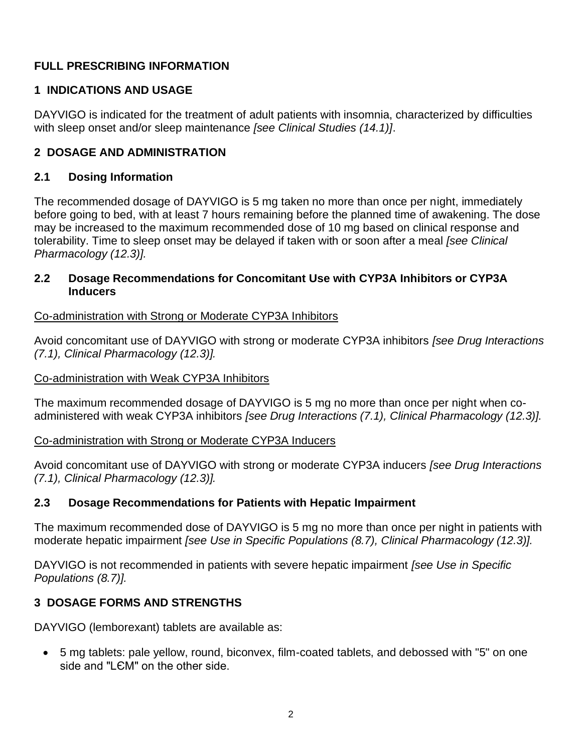# FULL PRESCRIBING INFORMATION

## 1 INDICATIONS AND USAGE

DAYVIGO is indicated for the treatment of adult patients with insomnia, characterized by difficulties with sleep onset and/or sleep maintenance *[see Clinical Studies (14.1)]*.

## 2 DOSAGE AND ADMINISTRATION

### 2.1 Dosing Information

The recommended dosage of DAYVIGO is 5 mg taken no more than once per night, immediately before going to bed, with at least 7 hours remaining before the planned time of awakening. The dose may be increased to the maximum recommended dose of 10 mg based on clinical response and tolerability. Time to sleep onset may be delayed if taken with or soon after a meal *[see Clinical Pharmacology (12.3)].*

### 2.2 Dosage Recommendations for Concomitant Use with CYP3A Inhibitors or CYP3A Inducers

<u>Co-administration with Strong or Moderate CYP3A Inhibitors</u>

Avoid concomitant use of DAYVIGO with strong or moderate CYP3A inhibitors *[see Drug Interactions (7.1), Clinical Pharmacology (12.3)].*

<u>Co-administration with Weak CYP3A Inhibitors</u>

The maximum recommended dosage of DAYVIGO is 5 mg no more than once per night when co-administered with weak CYP3A inhibitors *[see Drug Interactions (7.1), Clinical Pharmacology (12.3)].*

<u>Co-administration with Strong or Moderate CYP3A Inducers</u>

Avoid concomitant use of DAYVIGO with strong or moderate CYP3A inducers *[see Drug Interactions (7.1), Clinical Pharmacology (12.3)].*

### 2.3 Dosage Recommendations for Patients with Hepatic Impairment

The maximum recommended dose of DAYVIGO is 5 mg no more than once per night in patients with moderate hepatic impairment *[see Use in Specific Populations (8.7), Clinical Pharmacology (12.3)].*

DAYVIGO is not recommended in patients with severe hepatic impairment *[see Use in Specific Populations (8.7)].*

## 3 DOSAGE FORMS AND STRENGTHS

DAYVIGO (lemborexant) tablets are available as:

- 5 mg tablets: pale yellow, round, biconvex, film-coated tablets, and debossed with "5" on one side and "LЄM" on the other side.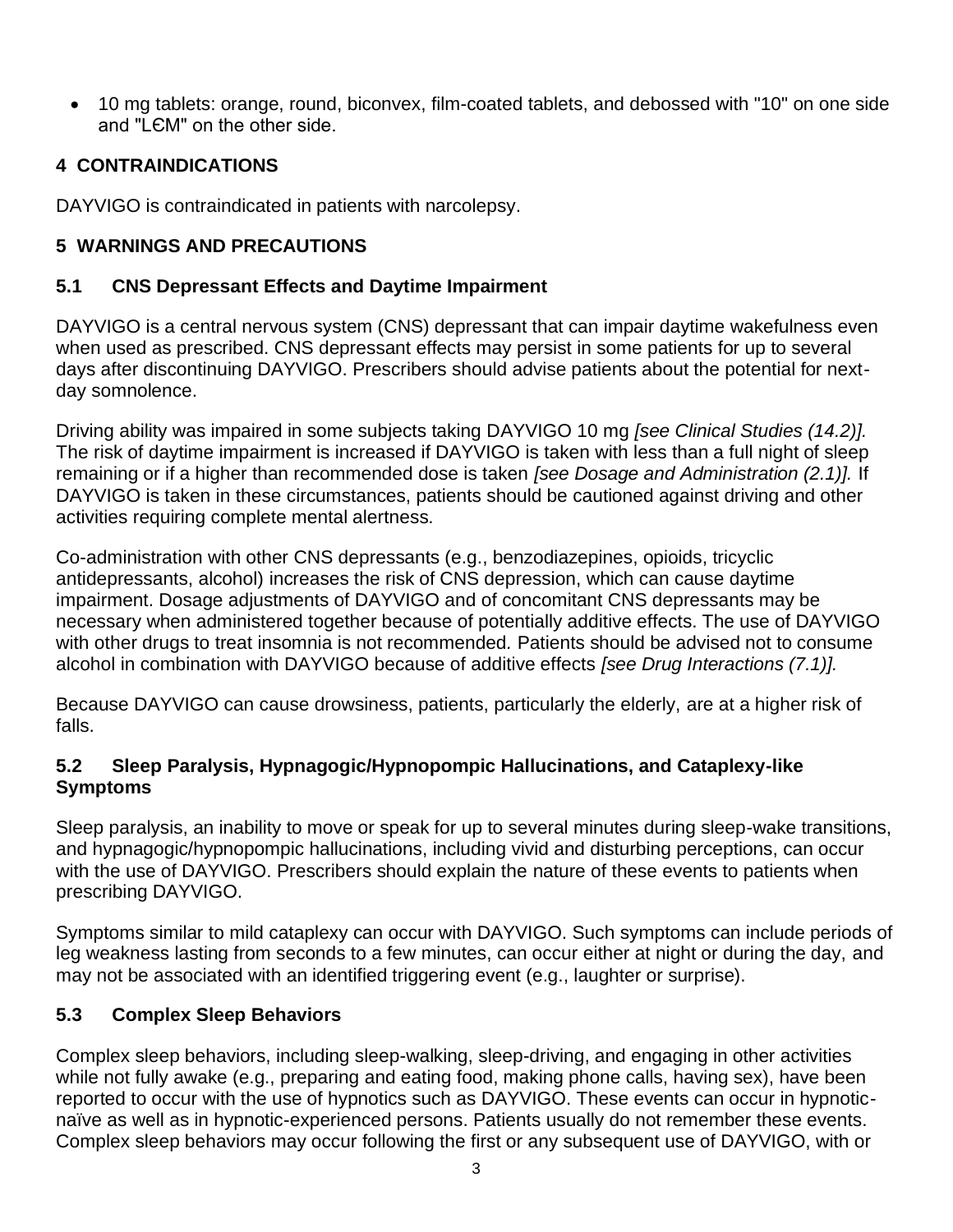- 10 mg tablets: orange, round, biconvex, film-coated tablets, and debossed with "10" on one side and "LЄM" on the other side.

## 4 CONTRAINDICATIONS

DAYVIGO is contraindicated in patients with narcolepsy.

## 5 WARNINGS AND PRECAUTIONS

### 5.1 CNS Depressant Effects and Daytime Impairment

DAYVIGO is a central nervous system (CNS) depressant that can impair daytime wakefulness even when used as prescribed. CNS depressant effects may persist in some patients for up to several days after discontinuing DAYVIGO. Prescribers should advise patients about the potential for next-day somnolence.

Driving ability was impaired in some subjects taking DAYVIGO 10 mg *[see Clinical Studies (14.2)].* The risk of daytime impairment is increased if DAYVIGO is taken with less than a full night of sleep remaining or if a higher than recommended dose is taken *[see Dosage and Administration (2.1)].* If DAYVIGO is taken in these circumstances, patients should be cautioned against driving and other activities requiring complete mental alertness.

Co-administration with other CNS depressants (e.g., benzodiazepines, opioids, tricyclic antidepressants, alcohol) increases the risk of CNS depression, which can cause daytime impairment. Dosage adjustments of DAYVIGO and of concomitant CNS depressants may be necessary when administered together because of potentially additive effects. The use of DAYVIGO with other drugs to treat insomnia is not recommended. Patients should be advised not to consume alcohol in combination with DAYVIGO because of additive effects *[see Drug Interactions (7.1)].*

Because DAYVIGO can cause drowsiness, patients, particularly the elderly, are at a higher risk of falls.

### 5.2 Sleep Paralysis, Hypnagogic/Hypnopompic Hallucinations, and Cataplexy-like Symptoms

Sleep paralysis, an inability to move or speak for up to several minutes during sleep-wake transitions, and hypnagogic/hypnopompic hallucinations, including vivid and disturbing perceptions, can occur with the use of DAYVIGO. Prescribers should explain the nature of these events to patients when prescribing DAYVIGO.

Symptoms similar to mild cataplexy can occur with DAYVIGO. Such symptoms can include periods of leg weakness lasting from seconds to a few minutes, can occur either at night or during the day, and may not be associated with an identified triggering event (e.g., laughter or surprise).

### 5.3 Complex Sleep Behaviors

Complex sleep behaviors, including sleep-walking, sleep-driving, and engaging in other activities while not fully awake (e.g., preparing and eating food, making phone calls, having sex), have been reported to occur with the use of hypnotics such as DAYVIGO. These events can occur in hypnotic-naïve as well as in hypnotic-experienced persons. Patients usually do not remember these events. Complex sleep behaviors may occur following the first or any subsequent use of DAYVIGO, with or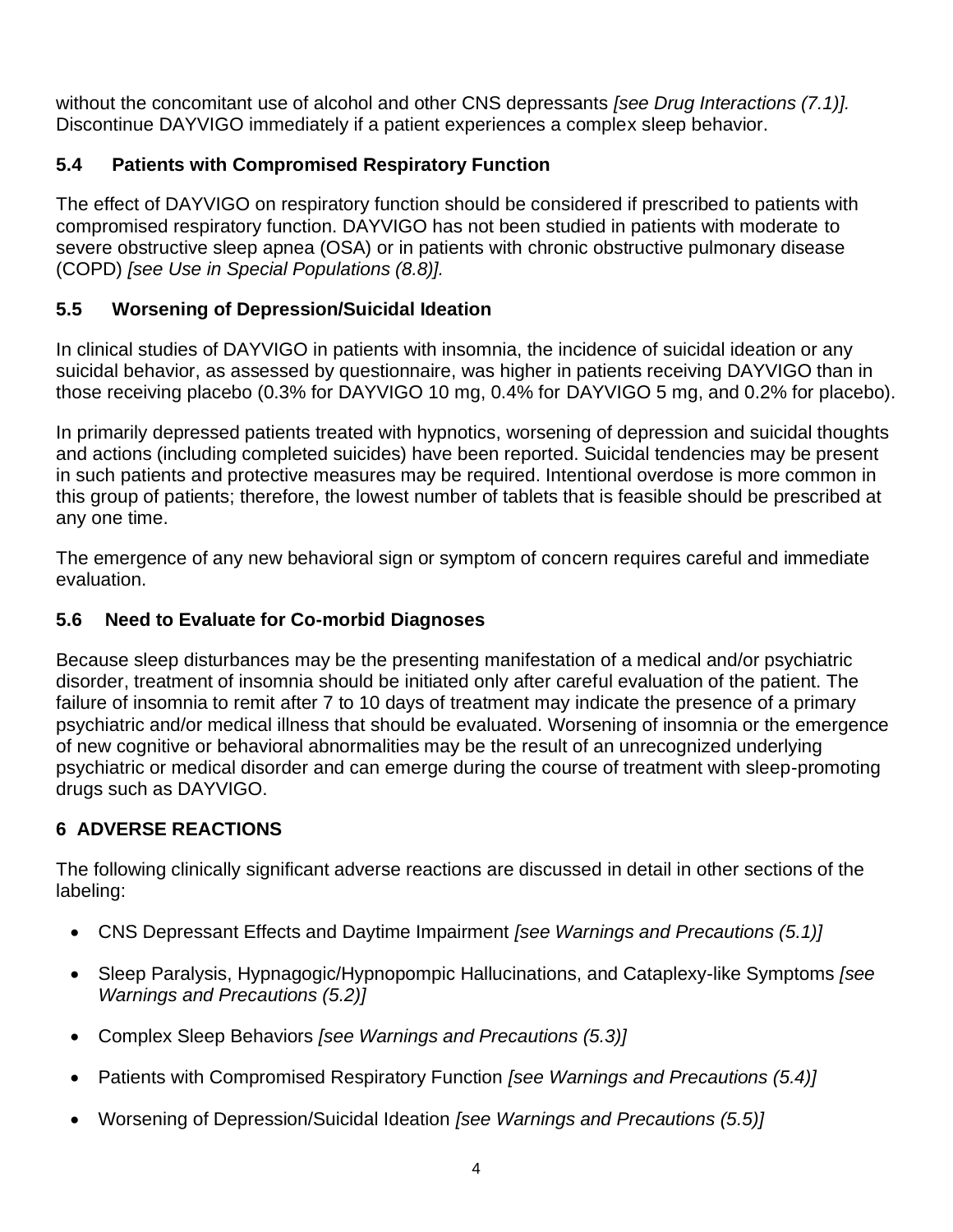without the concomitant use of alcohol and other CNS depressants *[see Drug Interactions (7.1)].* Discontinue DAYVIGO immediately if a patient experiences a complex sleep behavior.

### 5.4 Patients with Compromised Respiratory Function

The effect of DAYVIGO on respiratory function should be considered if prescribed to patients with compromised respiratory function. DAYVIGO has not been studied in patients with moderate to severe obstructive sleep apnea (OSA) or in patients with chronic obstructive pulmonary disease (COPD) *[see Use in Special Populations (8.8)].*

### 5.5 Worsening of Depression/Suicidal Ideation

In clinical studies of DAYVIGO in patients with insomnia, the incidence of suicidal ideation or any suicidal behavior, as assessed by questionnaire, was higher in patients receiving DAYVIGO than in those receiving placebo (0.3% for DAYVIGO 10 mg, 0.4% for DAYVIGO 5 mg, and 0.2% for placebo).

In primarily depressed patients treated with hypnotics, worsening of depression and suicidal thoughts and actions (including completed suicides) have been reported. Suicidal tendencies may be present in such patients and protective measures may be required. Intentional overdose is more common in this group of patients; therefore, the lowest number of tablets that is feasible should be prescribed at any one time.

The emergence of any new behavioral sign or symptom of concern requires careful and immediate evaluation.

### 5.6 Need to Evaluate for Co-morbid Diagnoses

Because sleep disturbances may be the presenting manifestation of a medical and/or psychiatric disorder, treatment of insomnia should be initiated only after careful evaluation of the patient. The failure of insomnia to remit after 7 to 10 days of treatment may indicate the presence of a primary psychiatric and/or medical illness that should be evaluated. Worsening of insomnia or the emergence of new cognitive or behavioral abnormalities may be the result of an unrecognized underlying psychiatric or medical disorder and can emerge during the course of treatment with sleep-promoting drugs such as DAYVIGO.

## 6 ADVERSE REACTIONS

The following clinically significant adverse reactions are discussed in detail in other sections of the labeling:

- CNS Depressant Effects and Daytime Impairment *[see Warnings and Precautions (5.1)]*
- Sleep Paralysis, Hypnagogic/Hypnopompic Hallucinations, and Cataplexy-like Symptoms *[see Warnings and Precautions (5.2)]*
- Complex Sleep Behaviors *[see Warnings and Precautions (5.3)]*
- Patients with Compromised Respiratory Function *[see Warnings and Precautions (5.4)]*
- Worsening of Depression/Suicidal Ideation *[see Warnings and Precautions (5.5)]*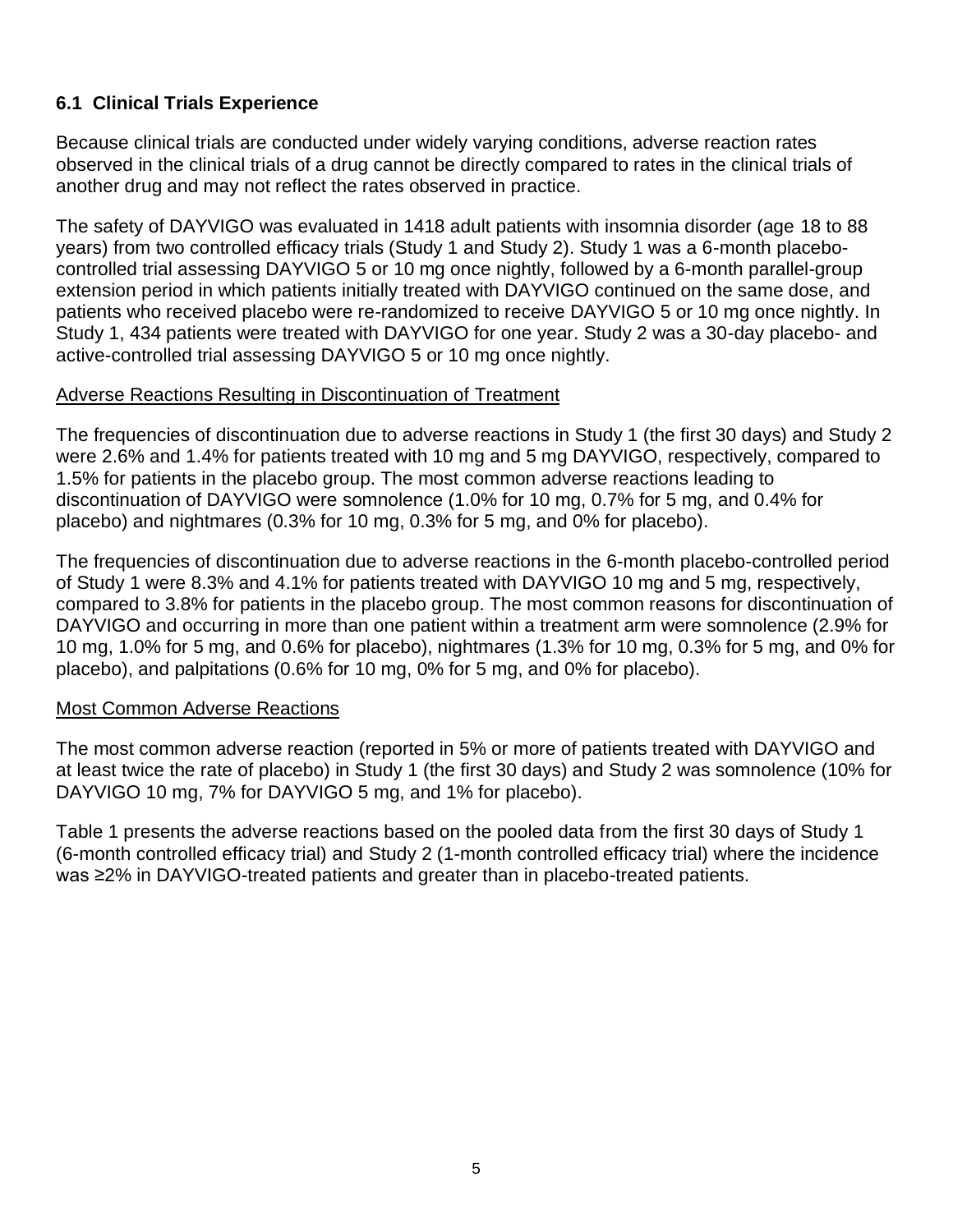### 6.1 Clinical Trials Experience

Because clinical trials are conducted under widely varying conditions, adverse reaction rates observed in the clinical trials of a drug cannot be directly compared to rates in the clinical trials of another drug and may not reflect the rates observed in practice.

The safety of DAYVIGO was evaluated in 1418 adult patients with insomnia disorder (age 18 to 88 years) from two controlled efficacy trials (Study 1 and Study 2). Study 1 was a 6-month placebo-controlled trial assessing DAYVIGO 5 or 10 mg once nightly, followed by a 6-month parallel-group extension period in which patients initially treated with DAYVIGO continued on the same dose, and patients who received placebo were re-randomized to receive DAYVIGO 5 or 10 mg once nightly. In Study 1, 434 patients were treated with DAYVIGO for one year. Study 2 was a 30-day placebo- and active-controlled trial assessing DAYVIGO 5 or 10 mg once nightly.

Adverse Reactions Resulting in Discontinuation of Treatment

The frequencies of discontinuation due to adverse reactions in Study 1 (the first 30 days) and Study 2 were 2.6% and 1.4% for patients treated with 10 mg and 5 mg DAYVIGO, respectively, compared to 1.5% for patients in the placebo group. The most common adverse reactions leading to discontinuation of DAYVIGO were somnolence (1.0% for 10 mg, 0.7% for 5 mg, and 0.4% for placebo) and nightmares (0.3% for 10 mg, 0.3% for 5 mg, and 0% for placebo).

The frequencies of discontinuation due to adverse reactions in the 6-month placebo-controlled period of Study 1 were 8.3% and 4.1% for patients treated with DAYVIGO 10 mg and 5 mg, respectively, compared to 3.8% for patients in the placebo group. The most common reasons for discontinuation of DAYVIGO and occurring in more than one patient within a treatment arm were somnolence (2.9% for 10 mg, 1.0% for 5 mg, and 0.6% for placebo), nightmares (1.3% for 10 mg, 0.3% for 5 mg, and 0% for placebo), and palpitations (0.6% for 10 mg, 0% for 5 mg, and 0% for placebo).

Most Common Adverse Reactions

The most common adverse reaction (reported in 5% or more of patients treated with DAYVIGO and at least twice the rate of placebo) in Study 1 (the first 30 days) and Study 2 was somnolence (10% for DAYVIGO 10 mg, 7% for DAYVIGO 5 mg, and 1% for placebo).

Table 1 presents the adverse reactions based on the pooled data from the first 30 days of Study 1 (6-month controlled efficacy trial) and Study 2 (1-month controlled efficacy trial) where the incidence was ≥2% in DAYVIGO-treated patients and greater than in placebo-treated patients.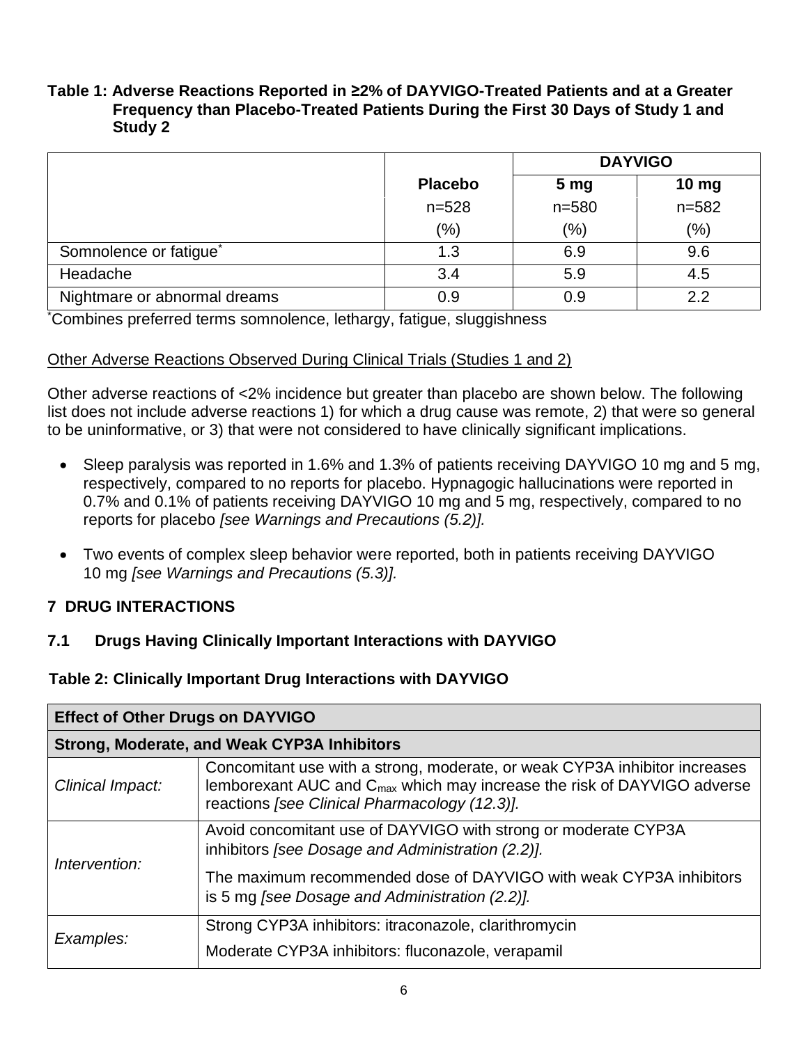**Table 1: Adverse Reactions Reported in ≥2% of DAYVIGO-Treated Patients and at a Greater Frequency than Placebo-Treated Patients During the First 30 Days of Study 1 and Study 2**

| | Placebo | DAYVIGO | |
|---|---|---|---|
| | | 5 mg | 10 mg |
| | n=528 | n=580 | n=582 |
| | (%) | (%) | (%) |
| Somnolence or fatigue* | 1.3 | 6.9 | 9.6 |
| Headache | 3.4 | 5.9 | 4.5 |
| Nightmare or abnormal dreams | 0.9 | 0.9 | 2.2 |

*Combines preferred terms somnolence, lethargy, fatigue, sluggishness

Other Adverse Reactions Observed During Clinical Trials (Studies 1 and 2)

Other adverse reactions of <2% incidence but greater than placebo are shown below. The following list does not include adverse reactions 1) for which a drug cause was remote, 2) that were so general to be uninformative, or 3) that were not considered to have clinically significant implications.

- Sleep paralysis was reported in 1.6% and 1.3% of patients receiving DAYVIGO 10 mg and 5 mg, respectively, compared to no reports for placebo. Hypnagogic hallucinations were reported in 0.7% and 0.1% of patients receiving DAYVIGO 10 mg and 5 mg, respectively, compared to no reports for placebo *[see Warnings and Precautions (5.2)]*.
- Two events of complex sleep behavior were reported, both in patients receiving DAYVIGO 10 mg *[see Warnings and Precautions (5.3)]*.

## 7 DRUG INTERACTIONS

### 7.1 Drugs Having Clinically Important Interactions with DAYVIGO

**Table 2: Clinically Important Drug Interactions with DAYVIGO**

| **Effect of Other Drugs on DAYVIGO** | |
|---|---|
| **Strong, Moderate, and Weak CYP3A Inhibitors** | |
| *Clinical Impact:* | Concomitant use with a strong, moderate, or weak CYP3A inhibitor increases lemborexant AUC and $C_{max}$ which may increase the risk of DAYVIGO adverse reactions *[see Clinical Pharmacology (12.3)]*. |
| *Intervention:* | Avoid concomitant use of DAYVIGO with strong or moderate CYP3A inhibitors *[see Dosage and Administration (2.2)]*. The maximum recommended dose of DAYVIGO with weak CYP3A inhibitors is 5 mg *[see Dosage and Administration (2.2)]*. |
| *Examples:* | Strong CYP3A inhibitors: itraconazole, clarithromycin Moderate CYP3A inhibitors: fluconazole, verapamil |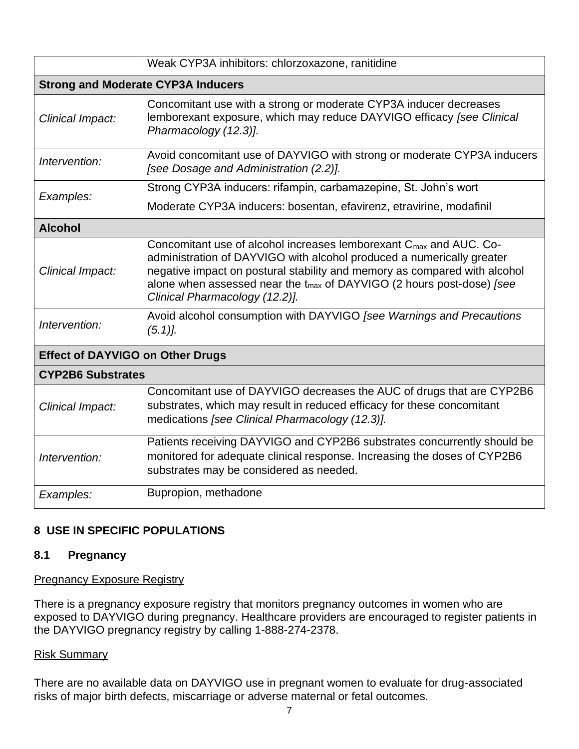| | |
|---|---|
| | Weak CYP3A inhibitors: chlorzoxazone, ranitidine |
| **Strong and Moderate CYP3A Inducers** | |
| *Clinical Impact:* | Concomitant use with a strong or moderate CYP3A inducer decreases lemborexant exposure, which may reduce DAYVIGO efficacy *[see Clinical Pharmacology (12.3)].* |
| *Intervention:* | Avoid concomitant use of DAYVIGO with strong or moderate CYP3A inducers *[see Dosage and Administration (2.2)].* |
| *Examples:* | Strong CYP3A inducers: rifampin, carbamazepine, St. John's wort<br>Moderate CYP3A inducers: bosentan, efavirenz, etravirine, modafinil |
| **Alcohol** | |
| *Clinical Impact:* | Concomitant use of alcohol increases lemborexant $C_{max}$ and AUC. Co-administration of DAYVIGO with alcohol produced a numerically greater negative impact on postural stability and memory as compared with alcohol alone when assessed near the $t_{max}$ of DAYVIGO (2 hours post-dose) *[see Clinical Pharmacology (12.2)].* |
| *Intervention:* | Avoid alcohol consumption with DAYVIGO *[see Warnings and Precautions (5.1)].* |
| **Effect of DAYVIGO on Other Drugs** | |
| **CYP2B6 Substrates** | |
| *Clinical Impact:* | Concomitant use of DAYVIGO decreases the AUC of drugs that are CYP2B6 substrates, which may result in reduced efficacy for these concomitant medications *[see Clinical Pharmacology (12.3)].* |
| *Intervention:* | Patients receiving DAYVIGO and CYP2B6 substrates concurrently should be monitored for adequate clinical response. Increasing the doses of CYP2B6 substrates may be considered as needed. |
| *Examples:* | Bupropion, methadone |

## 8 USE IN SPECIFIC POPULATIONS

### 8.1 Pregnancy

Pregnancy Exposure Registry

There is a pregnancy exposure registry that monitors pregnancy outcomes in women who are exposed to DAYVIGO during pregnancy. Healthcare providers are encouraged to register patients in the DAYVIGO pregnancy registry by calling 1-888-274-2378.

Risk Summary

There are no available data on DAYVIGO use in pregnant women to evaluate for drug-associated risks of major birth defects, miscarriage or adverse maternal or fetal outcomes.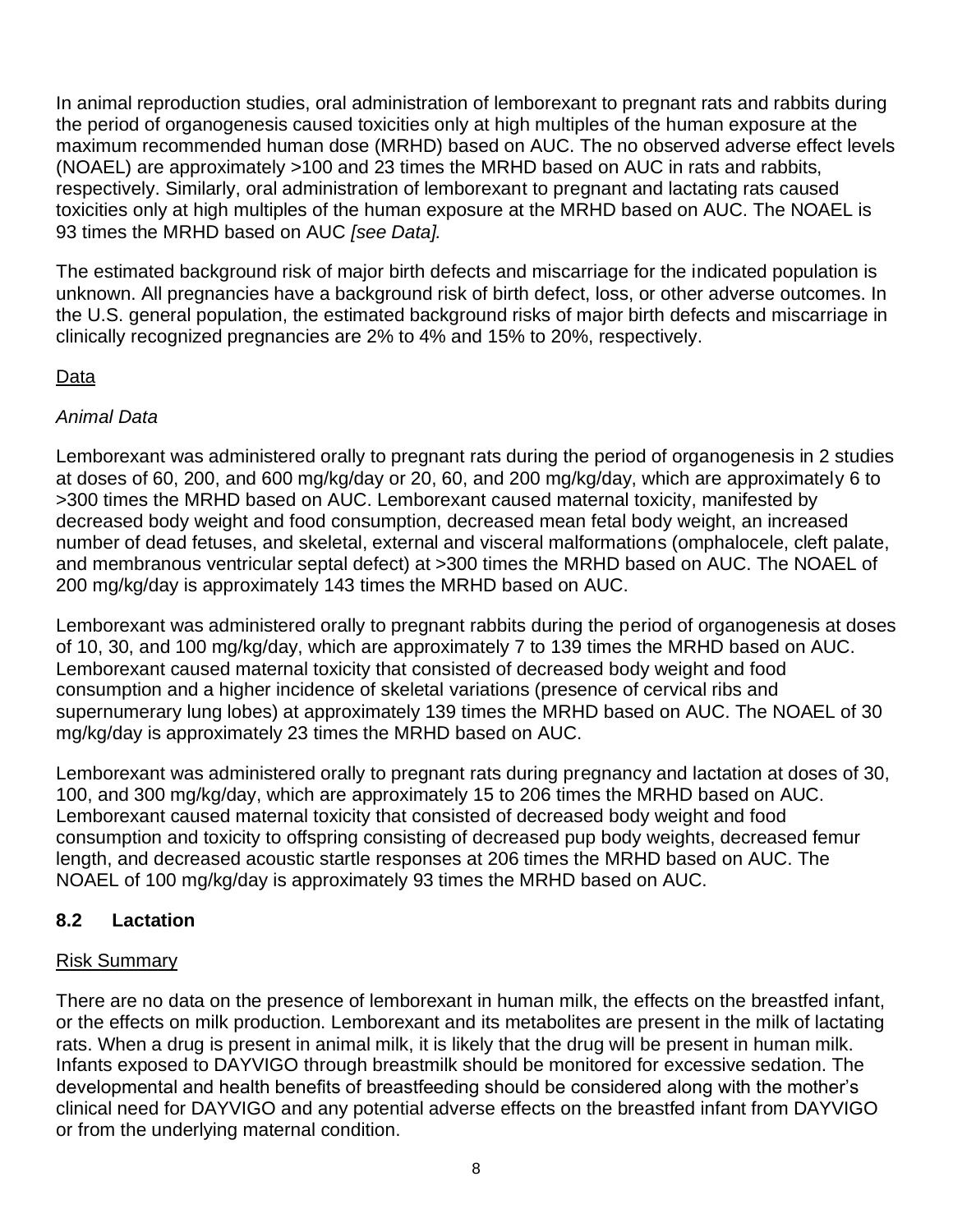In animal reproduction studies, oral administration of lemborexant to pregnant rats and rabbits during the period of organogenesis caused toxicities only at high multiples of the human exposure at the maximum recommended human dose (MRHD) based on AUC. The no observed adverse effect levels (NOAEL) are approximately >100 and 23 times the MRHD based on AUC in rats and rabbits, respectively. Similarly, oral administration of lemborexant to pregnant and lactating rats caused toxicities only at high multiples of the human exposure at the MRHD based on AUC. The NOAEL is 93 times the MRHD based on AUC *[see Data].*

The estimated background risk of major birth defects and miscarriage for the indicated population is unknown. All pregnancies have a background risk of birth defect, loss, or other adverse outcomes. In the U.S. general population, the estimated background risks of major birth defects and miscarriage in clinically recognized pregnancies are 2% to 4% and 15% to 20%, respectively.

<u>Data</u>

*Animal Data*

Lemborexant was administered orally to pregnant rats during the period of organogenesis in 2 studies at doses of 60, 200, and 600 mg/kg/day or 20, 60, and 200 mg/kg/day, which are approximately 6 to >300 times the MRHD based on AUC. Lemborexant caused maternal toxicity, manifested by decreased body weight and food consumption, decreased mean fetal body weight, an increased number of dead fetuses, and skeletal, external and visceral malformations (omphalocele, cleft palate, and membranous ventricular septal defect) at >300 times the MRHD based on AUC. The NOAEL of 200 mg/kg/day is approximately 143 times the MRHD based on AUC.

Lemborexant was administered orally to pregnant rabbits during the period of organogenesis at doses of 10, 30, and 100 mg/kg/day, which are approximately 7 to 139 times the MRHD based on AUC. Lemborexant caused maternal toxicity that consisted of decreased body weight and food consumption and a higher incidence of skeletal variations (presence of cervical ribs and supernumerary lung lobes) at approximately 139 times the MRHD based on AUC. The NOAEL of 30 mg/kg/day is approximately 23 times the MRHD based on AUC.

Lemborexant was administered orally to pregnant rats during pregnancy and lactation at doses of 30, 100, and 300 mg/kg/day, which are approximately 15 to 206 times the MRHD based on AUC. Lemborexant caused maternal toxicity that consisted of decreased body weight and food consumption and toxicity to offspring consisting of decreased pup body weights, decreased femur length, and decreased acoustic startle responses at 206 times the MRHD based on AUC. The NOAEL of 100 mg/kg/day is approximately 93 times the MRHD based on AUC.

### 8.2 Lactation

<u>Risk Summary</u>

There are no data on the presence of lemborexant in human milk, the effects on the breastfed infant, or the effects on milk production. Lemborexant and its metabolites are present in the milk of lactating rats. When a drug is present in animal milk, it is likely that the drug will be present in human milk. Infants exposed to DAYVIGO through breastmilk should be monitored for excessive sedation. The developmental and health benefits of breastfeeding should be considered along with the mother's clinical need for DAYVIGO and any potential adverse effects on the breastfed infant from DAYVIGO or from the underlying maternal condition.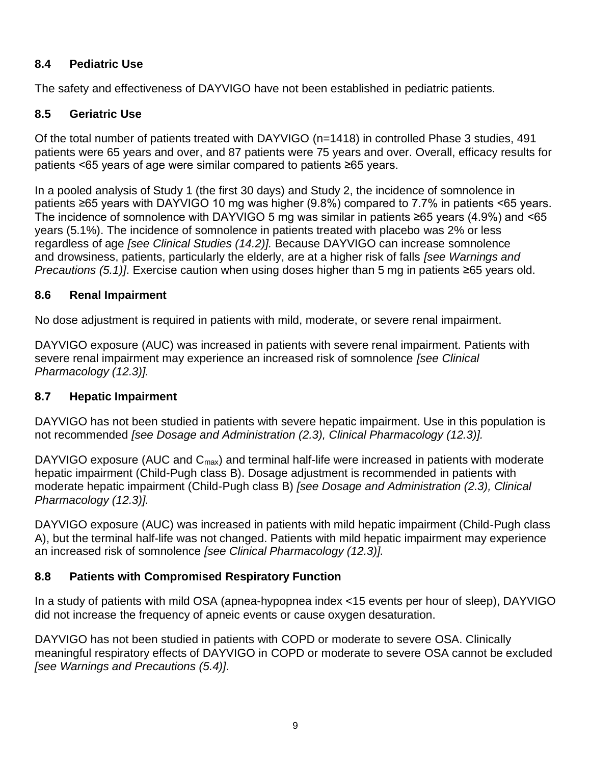### 8.4 Pediatric Use

The safety and effectiveness of DAYVIGO have not been established in pediatric patients.

### 8.5 Geriatric Use

Of the total number of patients treated with DAYVIGO (n=1418) in controlled Phase 3 studies, 491 patients were 65 years and over, and 87 patients were 75 years and over. Overall, efficacy results for patients <65 years of age were similar compared to patients ≥65 years.

In a pooled analysis of Study 1 (the first 30 days) and Study 2, the incidence of somnolence in patients ≥65 years with DAYVIGO 10 mg was higher (9.8%) compared to 7.7% in patients <65 years. The incidence of somnolence with DAYVIGO 5 mg was similar in patients ≥65 years (4.9%) and <65 years (5.1%). The incidence of somnolence in patients treated with placebo was 2% or less regardless of age *[see Clinical Studies (14.2)].* Because DAYVIGO can increase somnolence and drowsiness, patients, particularly the elderly, are at a higher risk of falls *[see Warnings and Precautions (5.1)]*. Exercise caution when using doses higher than 5 mg in patients ≥65 years old.

### 8.6 Renal Impairment

No dose adjustment is required in patients with mild, moderate, or severe renal impairment.

DAYVIGO exposure (AUC) was increased in patients with severe renal impairment. Patients with severe renal impairment may experience an increased risk of somnolence *[see Clinical Pharmacology (12.3)].*

### 8.7 Hepatic Impairment

DAYVIGO has not been studied in patients with severe hepatic impairment. Use in this population is not recommended *[see Dosage and Administration (2.3), Clinical Pharmacology (12.3)].*

DAYVIGO exposure (AUC and $C_{max}$) and terminal half-life were increased in patients with moderate hepatic impairment (Child-Pugh class B). Dosage adjustment is recommended in patients with moderate hepatic impairment (Child-Pugh class B) *[see Dosage and Administration (2.3), Clinical Pharmacology (12.3)].*

DAYVIGO exposure (AUC) was increased in patients with mild hepatic impairment (Child-Pugh class A), but the terminal half-life was not changed. Patients with mild hepatic impairment may experience an increased risk of somnolence *[see Clinical Pharmacology (12.3)].*

### 8.8 Patients with Compromised Respiratory Function

In a study of patients with mild OSA (apnea-hypopnea index <15 events per hour of sleep), DAYVIGO did not increase the frequency of apneic events or cause oxygen desaturation.

DAYVIGO has not been studied in patients with COPD or moderate to severe OSA. Clinically meaningful respiratory effects of DAYVIGO in COPD or moderate to severe OSA cannot be excluded *[see Warnings and Precautions (5.4)]*.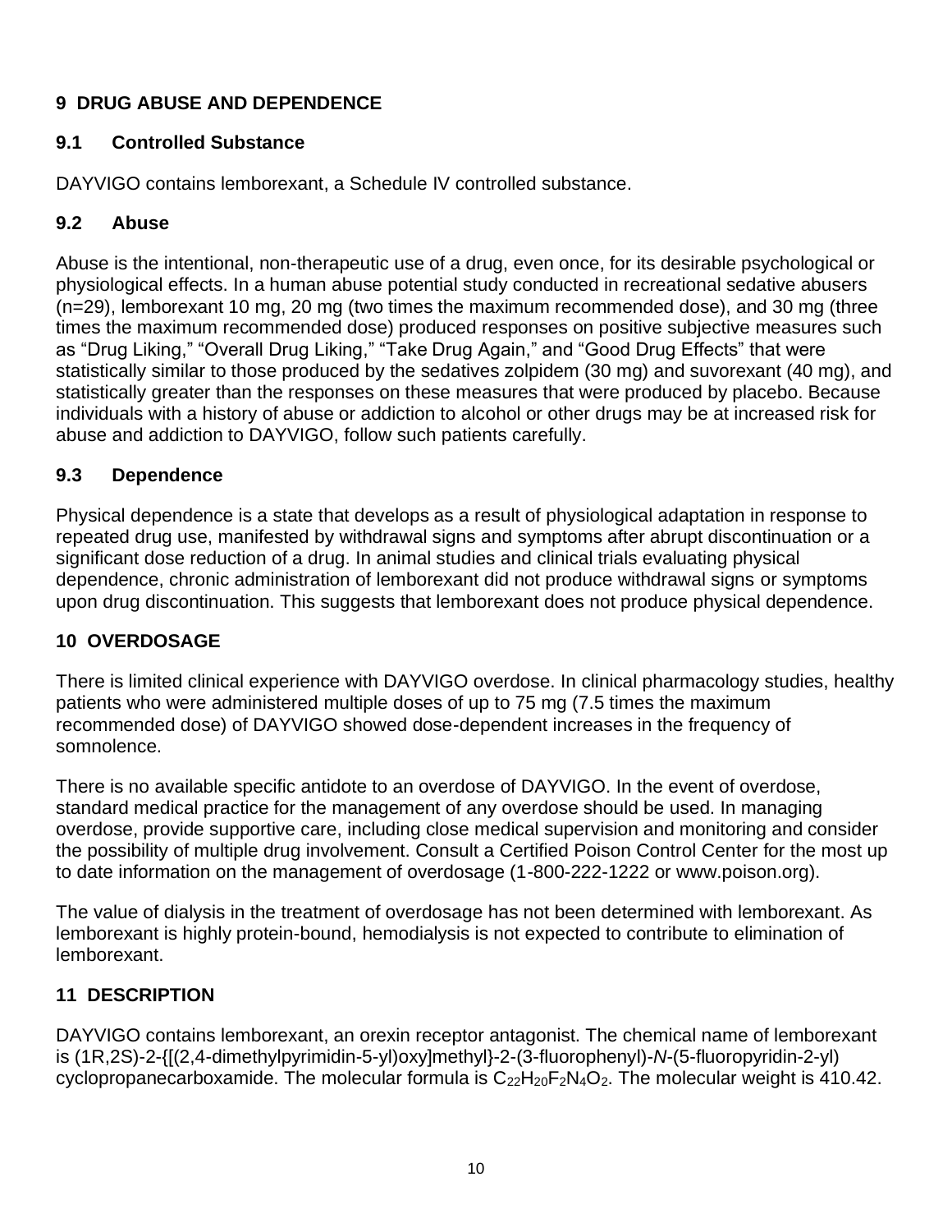## 9 DRUG ABUSE AND DEPENDENCE

### 9.1 Controlled Substance

DAYVIGO contains lemborexant, a Schedule IV controlled substance.

### 9.2 Abuse

Abuse is the intentional, non-therapeutic use of a drug, even once, for its desirable psychological or physiological effects. In a human abuse potential study conducted in recreational sedative abusers (n=29), lemborexant 10 mg, 20 mg (two times the maximum recommended dose), and 30 mg (three times the maximum recommended dose) produced responses on positive subjective measures such as "Drug Liking," "Overall Drug Liking," "Take Drug Again," and "Good Drug Effects" that were statistically similar to those produced by the sedatives zolpidem (30 mg) and suvorexant (40 mg), and statistically greater than the responses on these measures that were produced by placebo. Because individuals with a history of abuse or addiction to alcohol or other drugs may be at increased risk for abuse and addiction to DAYVIGO, follow such patients carefully.

### 9.3 Dependence

Physical dependence is a state that develops as a result of physiological adaptation in response to repeated drug use, manifested by withdrawal signs and symptoms after abrupt discontinuation or a significant dose reduction of a drug. In animal studies and clinical trials evaluating physical dependence, chronic administration of lemborexant did not produce withdrawal signs or symptoms upon drug discontinuation. This suggests that lemborexant does not produce physical dependence.

## 10 OVERDOSAGE

There is limited clinical experience with DAYVIGO overdose. In clinical pharmacology studies, healthy patients who were administered multiple doses of up to 75 mg (7.5 times the maximum recommended dose) of DAYVIGO showed dose-dependent increases in the frequency of somnolence.

There is no available specific antidote to an overdose of DAYVIGO. In the event of overdose, standard medical practice for the management of any overdose should be used. In managing overdose, provide supportive care, including close medical supervision and monitoring and consider the possibility of multiple drug involvement. Consult a Certified Poison Control Center for the most up to date information on the management of overdosage (1-800-222-1222 or www.poison.org).

The value of dialysis in the treatment of overdosage has not been determined with lemborexant. As lemborexant is highly protein-bound, hemodialysis is not expected to contribute to elimination of lemborexant.

## 11 DESCRIPTION

DAYVIGO contains lemborexant, an orexin receptor antagonist. The chemical name of lemborexant is (1R,2S)-2-{[(2,4-dimethylpyrimidin-5-yl)oxy]methyl}-2-(3-fluorophenyl)-*N*-(5-fluoropyridin-2-yl) cyclopropanecarboxamide. The molecular formula is $C_{22}H_{20}F_2N_4O_2$. The molecular weight is 410.42.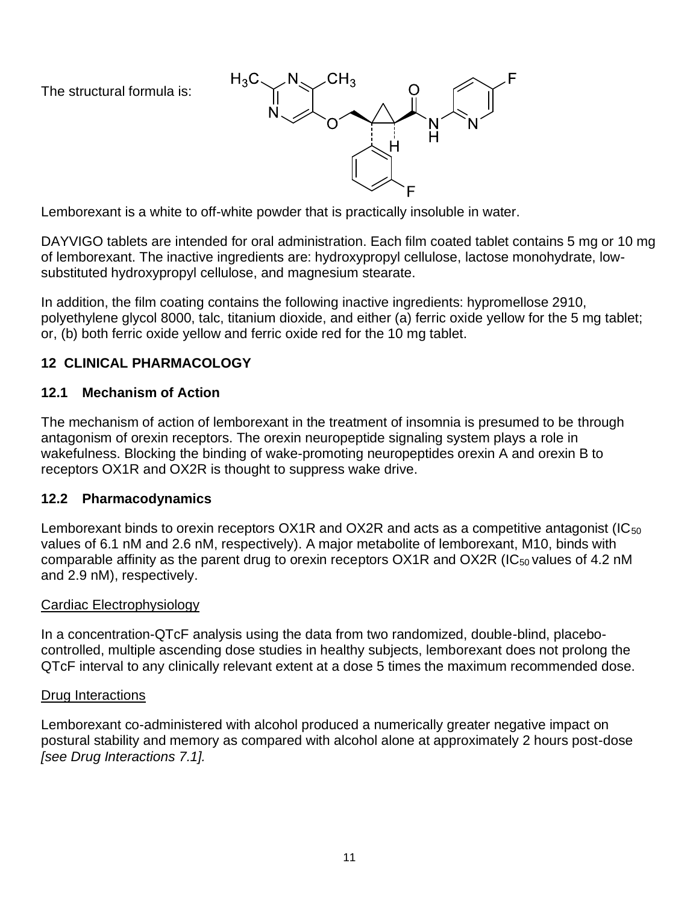The structural formula is:

Lemborexant is a white to off-white powder that is practically insoluble in water.

DAYVIGO tablets are intended for oral administration. Each film coated tablet contains 5 mg or 10 mg of lemborexant. The inactive ingredients are: hydroxypropyl cellulose, lactose monohydrate, low-substituted hydroxypropyl cellulose, and magnesium stearate.

In addition, the film coating contains the following inactive ingredients: hypromellose 2910, polyethylene glycol 8000, talc, titanium dioxide, and either (a) ferric oxide yellow for the 5 mg tablet; or, (b) both ferric oxide yellow and ferric oxide red for the 10 mg tablet.

## 12 CLINICAL PHARMACOLOGY

### 12.1 Mechanism of Action

The mechanism of action of lemborexant in the treatment of insomnia is presumed to be through antagonism of orexin receptors. The orexin neuropeptide signaling system plays a role in wakefulness. Blocking the binding of wake-promoting neuropeptides orexin A and orexin B to receptors OX1R and OX2R is thought to suppress wake drive.

### 12.2 Pharmacodynamics

Lemborexant binds to orexin receptors OX1R and OX2R and acts as a competitive antagonist ($IC_{50}$ values of 6.1 nM and 2.6 nM, respectively). A major metabolite of lemborexant, M10, binds with comparable affinity as the parent drug to orexin receptors OX1R and OX2R ($IC_{50}$ values of 4.2 nM and 2.9 nM), respectively.

Cardiac Electrophysiology

In a concentration-QTcF analysis using the data from two randomized, double-blind, placebo-controlled, multiple ascending dose studies in healthy subjects, lemborexant does not prolong the QTcF interval to any clinically relevant extent at a dose 5 times the maximum recommended dose.

Drug Interactions

Lemborexant co-administered with alcohol produced a numerically greater negative impact on postural stability and memory as compared with alcohol alone at approximately 2 hours post-dose *[see Drug Interactions 7.1].*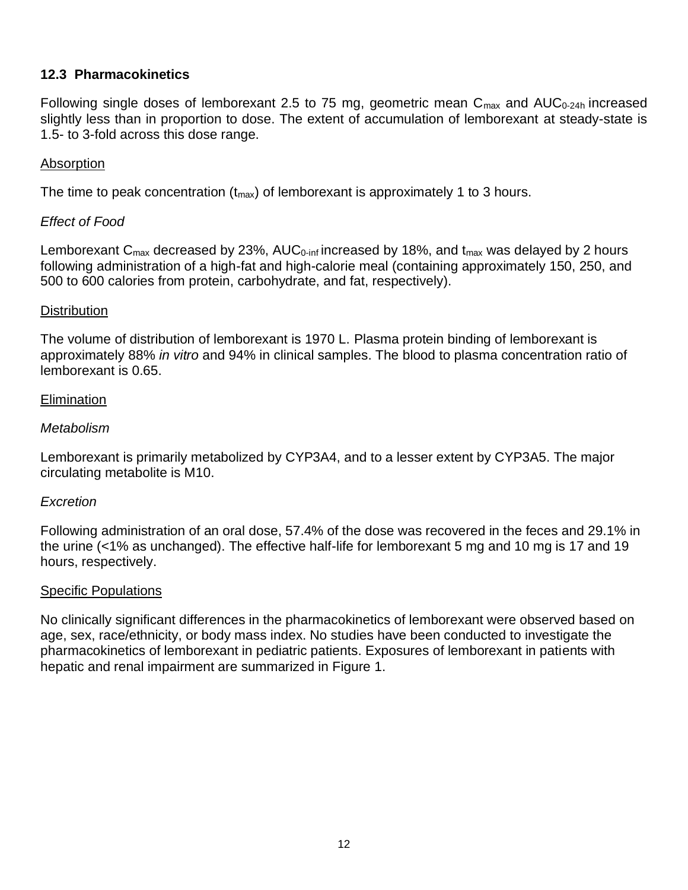## 12.3 Pharmacokinetics

Following single doses of lemborexant 2.5 to 75 mg, geometric mean $C_{max}$ and $AUC_{0\text{-}24h}$ increased slightly less than in proportion to dose. The extent of accumulation of lemborexant at steady-state is 1.5- to 3-fold across this dose range.

Absorption

The time to peak concentration ($t_{max}$) of lemborexant is approximately 1 to 3 hours.

*Effect of Food*

Lemborexant $C_{max}$ decreased by 23%, $AUC_{0\text{-}inf}$ increased by 18%, and $t_{max}$ was delayed by 2 hours following administration of a high-fat and high-calorie meal (containing approximately 150, 250, and 500 to 600 calories from protein, carbohydrate, and fat, respectively).

Distribution

The volume of distribution of lemborexant is 1970 L. Plasma protein binding of lemborexant is approximately 88% *in vitro* and 94% in clinical samples. The blood to plasma concentration ratio of lemborexant is 0.65.

Elimination

*Metabolism*

Lemborexant is primarily metabolized by CYP3A4, and to a lesser extent by CYP3A5. The major circulating metabolite is M10.

*Excretion*

Following administration of an oral dose, 57.4% of the dose was recovered in the feces and 29.1% in the urine (<1% as unchanged). The effective half-life for lemborexant 5 mg and 10 mg is 17 and 19 hours, respectively.

Specific Populations

No clinically significant differences in the pharmacokinetics of lemborexant were observed based on age, sex, race/ethnicity, or body mass index. No studies have been conducted to investigate the pharmacokinetics of lemborexant in pediatric patients. Exposures of lemborexant in patients with hepatic and renal impairment are summarized in Figure 1.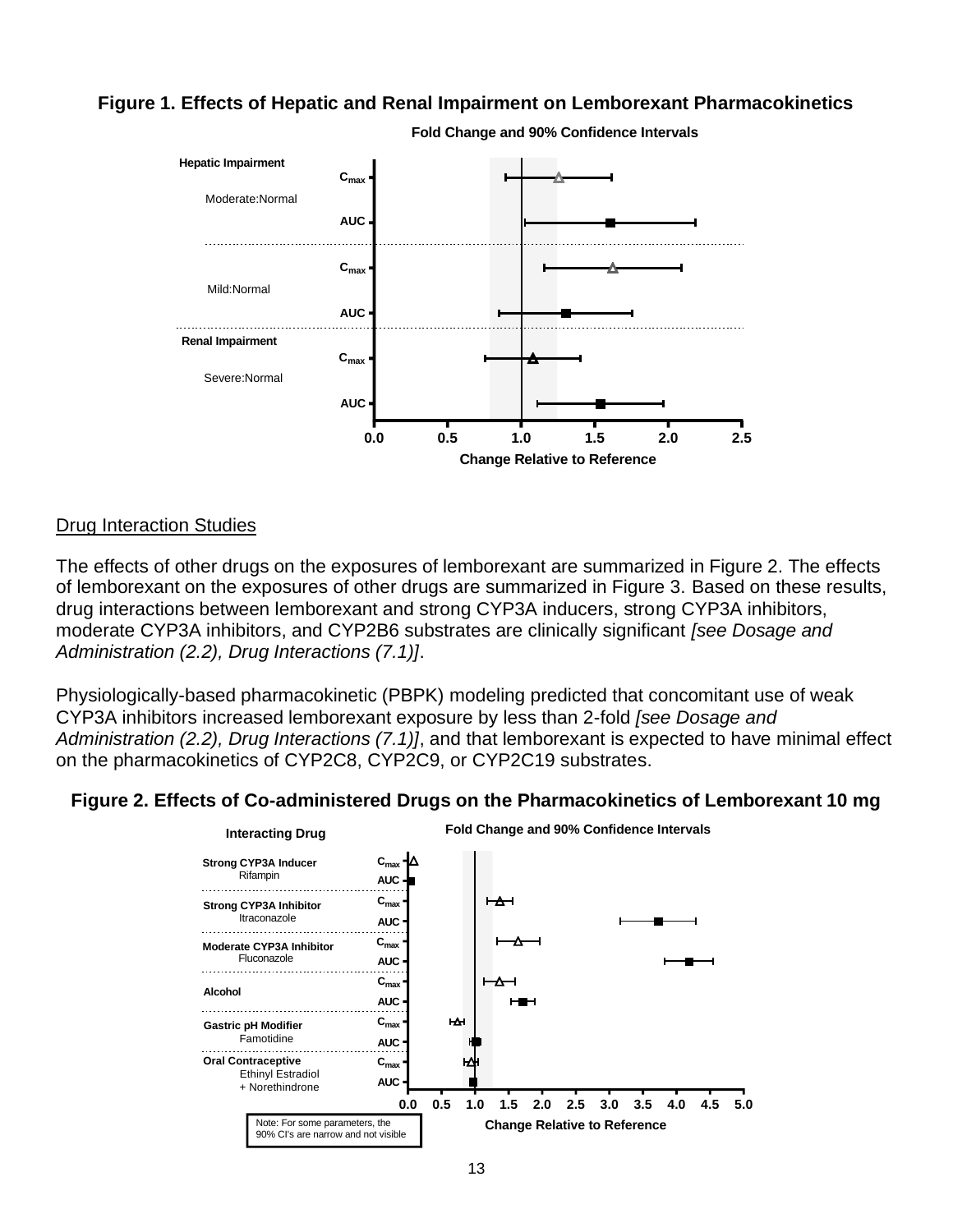**Figure 1. Effects of Hepatic and Renal Impairment on Lemborexant Pharmacokinetics**

Fold Change and 90% Confidence Intervals

Hepatic Impairment

Moderate:Normal — $C_{max}$, AUC

Mild:Normal — $C_{max}$, AUC

Renal Impairment

Severe:Normal — $C_{max}$, AUC

0.0 0.5 1.0 1.5 2.0 2.5

Change Relative to Reference

Drug Interaction Studies

The effects of other drugs on the exposures of lemborexant are summarized in Figure 2. The effects of lemborexant on the exposures of other drugs are summarized in Figure 3. Based on these results, drug interactions between lemborexant and strong CYP3A inducers, strong CYP3A inhibitors, moderate CYP3A inhibitors, and CYP2B6 substrates are clinically significant *[see Dosage and Administration (2.2), Drug Interactions (7.1)]*.

Physiologically-based pharmacokinetic (PBPK) modeling predicted that concomitant use of weak CYP3A inhibitors increased lemborexant exposure by less than 2-fold *[see Dosage and Administration (2.2), Drug Interactions (7.1)]*, and that lemborexant is expected to have minimal effect on the pharmacokinetics of CYP2C8, CYP2C9, or CYP2C19 substrates.

**Figure 2. Effects of Co-administered Drugs on the Pharmacokinetics of Lemborexant 10 mg**

Interacting Drug

Fold Change and 90% Confidence Intervals

Strong CYP3A Inducer
Rifampin — $C_{max}$, AUC

Strong CYP3A Inhibitor
Itraconazole — $C_{max}$, AUC

Moderate CYP3A Inhibitor
Fluconazole — $C_{max}$, AUC

Alcohol — $C_{max}$, AUC

Gastric pH Modifier
Famotidine — $C_{max}$, AUC

Oral Contraceptive
Ethinyl Estradiol + Norethindrone — $C_{max}$, AUC

0.0 0.5 1.0 1.5 2.0 2.5 3.0 3.5 4.0 4.5 5.0

Change Relative to Reference

Note: For some parameters, the 90% CI's are narrow and not visible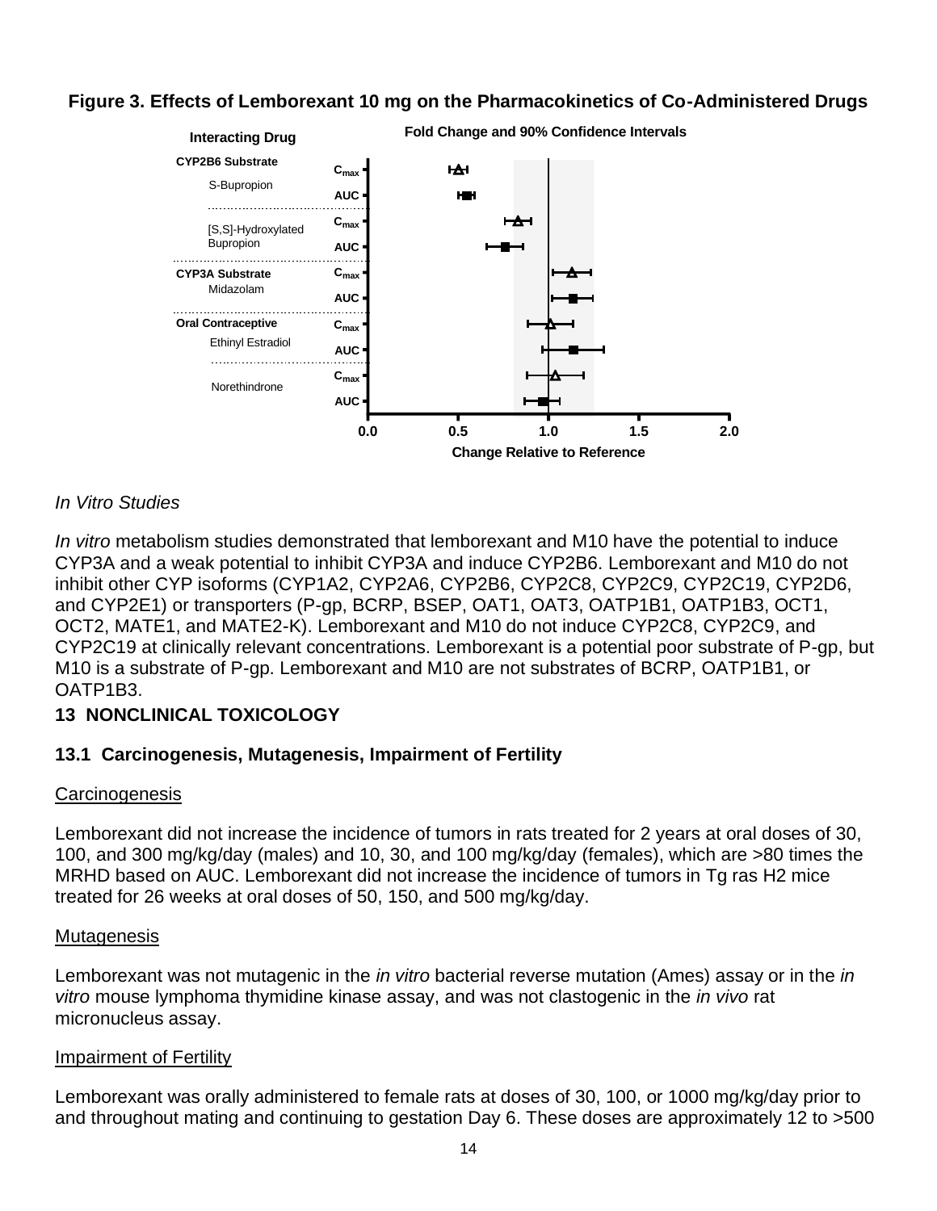**Figure 3. Effects of Lemborexant 10 mg on the Pharmacokinetics of Co-Administered Drugs**

*In Vitro Studies*

*In vitro* metabolism studies demonstrated that lemborexant and M10 have the potential to induce CYP3A and a weak potential to inhibit CYP3A and induce CYP2B6. Lemborexant and M10 do not inhibit other CYP isoforms (CYP1A2, CYP2A6, CYP2B6, CYP2C8, CYP2C9, CYP2C19, CYP2D6, and CYP2E1) or transporters (P-gp, BCRP, BSEP, OAT1, OAT3, OATP1B1, OATP1B3, OCT1, OCT2, MATE1, and MATE2-K). Lemborexant and M10 do not induce CYP2C8, CYP2C9, and CYP2C19 at clinically relevant concentrations. Lemborexant is a potential poor substrate of P-gp, but M10 is a substrate of P-gp. Lemborexant and M10 are not substrates of BCRP, OATP1B1, or OATP1B3.

## 13 NONCLINICAL TOXICOLOGY

### 13.1 Carcinogenesis, Mutagenesis, Impairment of Fertility

Carcinogenesis

Lemborexant did not increase the incidence of tumors in rats treated for 2 years at oral doses of 30, 100, and 300 mg/kg/day (males) and 10, 30, and 100 mg/kg/day (females), which are >80 times the MRHD based on AUC. Lemborexant did not increase the incidence of tumors in Tg ras H2 mice treated for 26 weeks at oral doses of 50, 150, and 500 mg/kg/day.

Mutagenesis

Lemborexant was not mutagenic in the *in vitro* bacterial reverse mutation (Ames) assay or in the *in vitro* mouse lymphoma thymidine kinase assay, and was not clastogenic in the *in vivo* rat micronucleus assay.

Impairment of Fertility

Lemborexant was orally administered to female rats at doses of 30, 100, or 1000 mg/kg/day prior to and throughout mating and continuing to gestation Day 6. These doses are approximately 12 to >500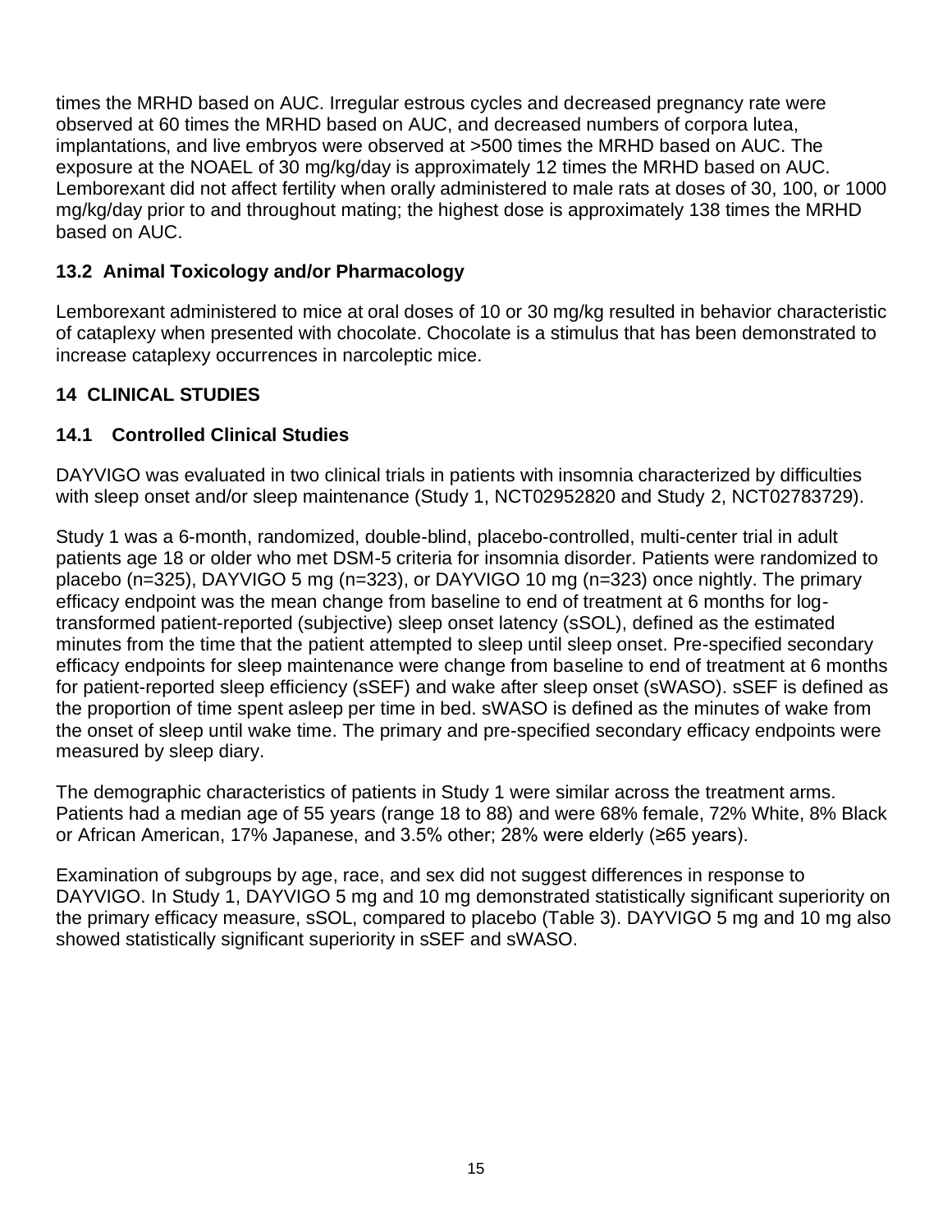times the MRHD based on AUC. Irregular estrous cycles and decreased pregnancy rate were observed at 60 times the MRHD based on AUC, and decreased numbers of corpora lutea, implantations, and live embryos were observed at >500 times the MRHD based on AUC. The exposure at the NOAEL of 30 mg/kg/day is approximately 12 times the MRHD based on AUC. Lemborexant did not affect fertility when orally administered to male rats at doses of 30, 100, or 1000 mg/kg/day prior to and throughout mating; the highest dose is approximately 138 times the MRHD based on AUC.

### 13.2 Animal Toxicology and/or Pharmacology

Lemborexant administered to mice at oral doses of 10 or 30 mg/kg resulted in behavior characteristic of cataplexy when presented with chocolate. Chocolate is a stimulus that has been demonstrated to increase cataplexy occurrences in narcoleptic mice.

## 14 CLINICAL STUDIES

### 14.1 Controlled Clinical Studies

DAYVIGO was evaluated in two clinical trials in patients with insomnia characterized by difficulties with sleep onset and/or sleep maintenance (Study 1, NCT02952820 and Study 2, NCT02783729).

Study 1 was a 6-month, randomized, double-blind, placebo-controlled, multi-center trial in adult patients age 18 or older who met DSM-5 criteria for insomnia disorder. Patients were randomized to placebo (n=325), DAYVIGO 5 mg (n=323), or DAYVIGO 10 mg (n=323) once nightly. The primary efficacy endpoint was the mean change from baseline to end of treatment at 6 months for log-transformed patient-reported (subjective) sleep onset latency (sSOL), defined as the estimated minutes from the time that the patient attempted to sleep until sleep onset. Pre-specified secondary efficacy endpoints for sleep maintenance were change from baseline to end of treatment at 6 months for patient-reported sleep efficiency (sSEF) and wake after sleep onset (sWASO). sSEF is defined as the proportion of time spent asleep per time in bed. sWASO is defined as the minutes of wake from the onset of sleep until wake time. The primary and pre-specified secondary efficacy endpoints were measured by sleep diary.

The demographic characteristics of patients in Study 1 were similar across the treatment arms. Patients had a median age of 55 years (range 18 to 88) and were 68% female, 72% White, 8% Black or African American, 17% Japanese, and 3.5% other; 28% were elderly (≥65 years).

Examination of subgroups by age, race, and sex did not suggest differences in response to DAYVIGO. In Study 1, DAYVIGO 5 mg and 10 mg demonstrated statistically significant superiority on the primary efficacy measure, sSOL, compared to placebo (Table 3). DAYVIGO 5 mg and 10 mg also showed statistically significant superiority in sSEF and sWASO.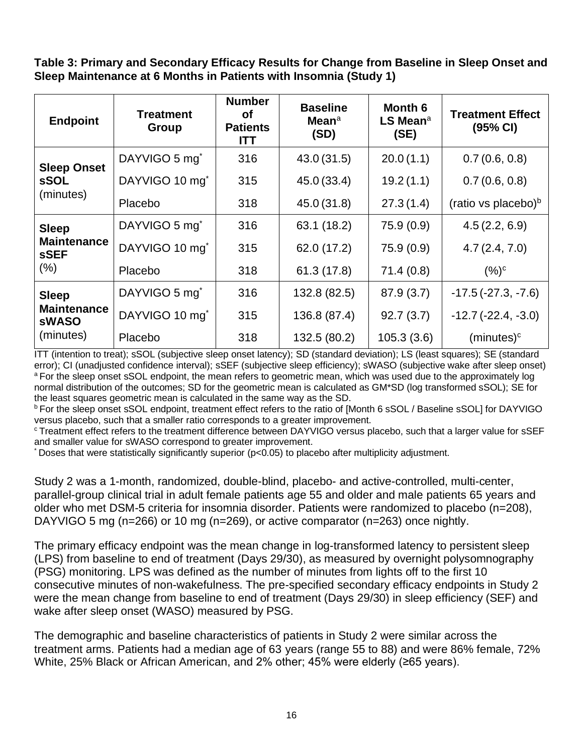**Table 3: Primary and Secondary Efficacy Results for Change from Baseline in Sleep Onset and Sleep Maintenance at 6 Months in Patients with Insomnia (Study 1)**

| Endpoint | Treatment Group | Number of Patients ITT | Baseline Mean[a] (SD) | Month 6 LS Mean[a] (SE) | Treatment Effect (95% CI) |
|---|---|---|---|---|---|
| **Sleep Onset sSOL** (minutes) | DAYVIGO 5 mg* | 316 | 43.0 (31.5) | 20.0 (1.1) | 0.7 (0.6, 0.8) |
| | DAYVIGO 10 mg* | 315 | 45.0 (33.4) | 19.2 (1.1) | 0.7 (0.6, 0.8) |
| | Placebo | 318 | 45.0 (31.8) | 27.3 (1.4) | (ratio vs placebo)[b] |
| **Sleep Maintenance sSEF** (%) | DAYVIGO 5 mg* | 316 | 63.1 (18.2) | 75.9 (0.9) | 4.5 (2.2, 6.9) |
| | DAYVIGO 10 mg* | 315 | 62.0 (17.2) | 75.9 (0.9) | 4.7 (2.4, 7.0) |
| | Placebo | 318 | 61.3 (17.8) | 71.4 (0.8) | (%)[c] |
| **Sleep Maintenance sWASO** (minutes) | DAYVIGO 5 mg* | 316 | 132.8 (82.5) | 87.9 (3.7) | -17.5 (-27.3, -7.6) |
| | DAYVIGO 10 mg* | 315 | 136.8 (87.4) | 92.7 (3.7) | -12.7 (-22.4, -3.0) |
| | Placebo | 318 | 132.5 (80.2) | 105.3 (3.6) | (minutes)[c] |

ITT (intention to treat); sSOL (subjective sleep onset latency); SD (standard deviation); LS (least squares); SE (standard error); CI (unadjusted confidence interval); sSEF (subjective sleep efficiency); sWASO (subjective wake after sleep onset)

[a] For the sleep onset sSOL endpoint, the mean refers to geometric mean, which was used due to the approximately log normal distribution of the outcomes; SD for the geometric mean is calculated as GM*SD (log transformed sSOL); SE for the least squares geometric mean is calculated in the same way as the SD.

[b] For the sleep onset sSOL endpoint, treatment effect refers to the ratio of [Month 6 sSOL / Baseline sSOL] for DAYVIGO versus placebo, such that a smaller ratio corresponds to a greater improvement.

[c] Treatment effect refers to the treatment difference between DAYVIGO versus placebo, such that a larger value for sSEF and smaller value for sWASO correspond to greater improvement.

* Doses that were statistically significantly superior ($p<0.05$) to placebo after multiplicity adjustment.

Study 2 was a 1-month, randomized, double-blind, placebo- and active-controlled, multi-center, parallel-group clinical trial in adult female patients age 55 and older and male patients 65 years and older who met DSM-5 criteria for insomnia disorder. Patients were randomized to placebo (n=208), DAYVIGO 5 mg (n=266) or 10 mg (n=269), or active comparator (n=263) once nightly.

The primary efficacy endpoint was the mean change in log-transformed latency to persistent sleep (LPS) from baseline to end of treatment (Days 29/30), as measured by overnight polysomnography (PSG) monitoring. LPS was defined as the number of minutes from lights off to the first 10 consecutive minutes of non-wakefulness. The pre-specified secondary efficacy endpoints in Study 2 were the mean change from baseline to end of treatment (Days 29/30) in sleep efficiency (SEF) and wake after sleep onset (WASO) measured by PSG.

The demographic and baseline characteristics of patients in Study 2 were similar across the treatment arms. Patients had a median age of 63 years (range 55 to 88) and were 86% female, 72% White, 25% Black or African American, and 2% other; 45% were elderly (≥65 years).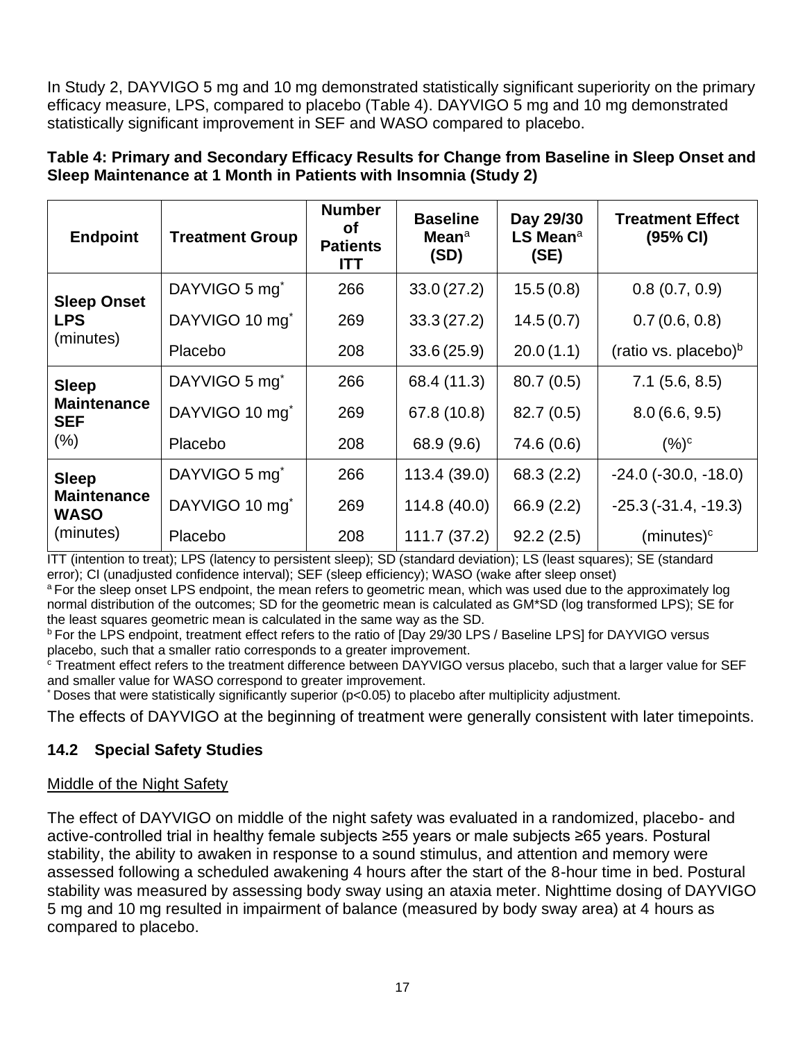In Study 2, DAYVIGO 5 mg and 10 mg demonstrated statistically significant superiority on the primary efficacy measure, LPS, compared to placebo (Table 4). DAYVIGO 5 mg and 10 mg demonstrated statistically significant improvement in SEF and WASO compared to placebo.

**Table 4: Primary and Secondary Efficacy Results for Change from Baseline in Sleep Onset and Sleep Maintenance at 1 Month in Patients with Insomnia (Study 2)**

| Endpoint | Treatment Group | Number of Patients ITT | Baseline Mean[a] (SD) | Day 29/30 LS Mean[a] (SE) | Treatment Effect (95% CI) |
|---|---|---|---|---|---|
| **Sleep Onset LPS** (minutes) | DAYVIGO 5 mg* | 266 | 33.0 (27.2) | 15.5 (0.8) | 0.8 (0.7, 0.9) |
| | DAYVIGO 10 mg* | 269 | 33.3 (27.2) | 14.5 (0.7) | 0.7 (0.6, 0.8) |
| | Placebo | 208 | 33.6 (25.9) | 20.0 (1.1) | (ratio vs. placebo)[b] |
| **Sleep Maintenance SEF** (%) | DAYVIGO 5 mg* | 266 | 68.4 (11.3) | 80.7 (0.5) | 7.1 (5.6, 8.5) |
| | DAYVIGO 10 mg* | 269 | 67.8 (10.8) | 82.7 (0.5) | 8.0 (6.6, 9.5) |
| | Placebo | 208 | 68.9 (9.6) | 74.6 (0.6) | (%)[c] |
| **Sleep Maintenance WASO** (minutes) | DAYVIGO 5 mg* | 266 | 113.4 (39.0) | 68.3 (2.2) | -24.0 (-30.0, -18.0) |
| | DAYVIGO 10 mg* | 269 | 114.8 (40.0) | 66.9 (2.2) | -25.3 (-31.4, -19.3) |
| | Placebo | 208 | 111.7 (37.2) | 92.2 (2.5) | (minutes)[c] |

ITT (intention to treat); LPS (latency to persistent sleep); SD (standard deviation); LS (least squares); SE (standard error); CI (unadjusted confidence interval); SEF (sleep efficiency); WASO (wake after sleep onset)

[a] For the sleep onset LPS endpoint, the mean refers to geometric mean, which was used due to the approximately log normal distribution of the outcomes; SD for the geometric mean is calculated as GM*SD (log transformed LPS); SE for the least squares geometric mean is calculated in the same way as the SD.

[b] For the LPS endpoint, treatment effect refers to the ratio of [Day 29/30 LPS / Baseline LPS] for DAYVIGO versus placebo, such that a smaller ratio corresponds to a greater improvement.

[c] Treatment effect refers to the treatment difference between DAYVIGO versus placebo, such that a larger value for SEF and smaller value for WASO correspond to greater improvement.

\* Doses that were statistically significantly superior ($p<0.05$) to placebo after multiplicity adjustment.

The effects of DAYVIGO at the beginning of treatment were generally consistent with later timepoints.

## 14.2 Special Safety Studies

Middle of the Night Safety

The effect of DAYVIGO on middle of the night safety was evaluated in a randomized, placebo- and active-controlled trial in healthy female subjects ≥55 years or male subjects ≥65 years. Postural stability, the ability to awaken in response to a sound stimulus, and attention and memory were assessed following a scheduled awakening 4 hours after the start of the 8-hour time in bed. Postural stability was measured by assessing body sway using an ataxia meter. Nighttime dosing of DAYVIGO 5 mg and 10 mg resulted in impairment of balance (measured by body sway area) at 4 hours as compared to placebo.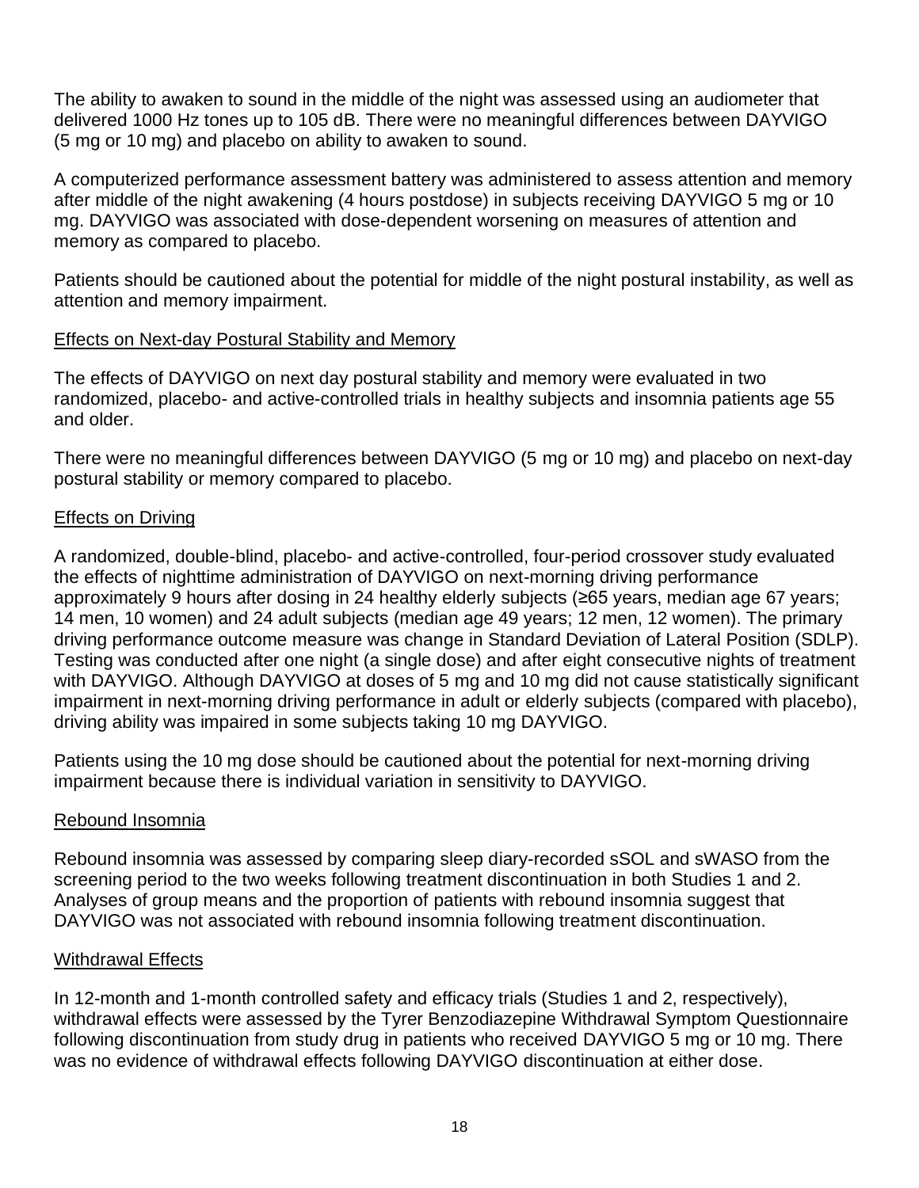The ability to awaken to sound in the middle of the night was assessed using an audiometer that delivered 1000 Hz tones up to 105 dB. There were no meaningful differences between DAYVIGO (5 mg or 10 mg) and placebo on ability to awaken to sound.

A computerized performance assessment battery was administered to assess attention and memory after middle of the night awakening (4 hours postdose) in subjects receiving DAYVIGO 5 mg or 10 mg. DAYVIGO was associated with dose-dependent worsening on measures of attention and memory as compared to placebo.

Patients should be cautioned about the potential for middle of the night postural instability, as well as attention and memory impairment.

### Effects on Next-day Postural Stability and Memory

The effects of DAYVIGO on next day postural stability and memory were evaluated in two randomized, placebo- and active-controlled trials in healthy subjects and insomnia patients age 55 and older.

There were no meaningful differences between DAYVIGO (5 mg or 10 mg) and placebo on next-day postural stability or memory compared to placebo.

### Effects on Driving

A randomized, double-blind, placebo- and active-controlled, four-period crossover study evaluated the effects of nighttime administration of DAYVIGO on next-morning driving performance approximately 9 hours after dosing in 24 healthy elderly subjects (≥65 years, median age 67 years; 14 men, 10 women) and 24 adult subjects (median age 49 years; 12 men, 12 women). The primary driving performance outcome measure was change in Standard Deviation of Lateral Position (SDLP). Testing was conducted after one night (a single dose) and after eight consecutive nights of treatment with DAYVIGO. Although DAYVIGO at doses of 5 mg and 10 mg did not cause statistically significant impairment in next-morning driving performance in adult or elderly subjects (compared with placebo), driving ability was impaired in some subjects taking 10 mg DAYVIGO.

Patients using the 10 mg dose should be cautioned about the potential for next-morning driving impairment because there is individual variation in sensitivity to DAYVIGO.

### Rebound Insomnia

Rebound insomnia was assessed by comparing sleep diary-recorded sSOL and sWASO from the screening period to the two weeks following treatment discontinuation in both Studies 1 and 2. Analyses of group means and the proportion of patients with rebound insomnia suggest that DAYVIGO was not associated with rebound insomnia following treatment discontinuation.

### Withdrawal Effects

In 12-month and 1-month controlled safety and efficacy trials (Studies 1 and 2, respectively), withdrawal effects were assessed by the Tyrer Benzodiazepine Withdrawal Symptom Questionnaire following discontinuation from study drug in patients who received DAYVIGO 5 mg or 10 mg. There was no evidence of withdrawal effects following DAYVIGO discontinuation at either dose.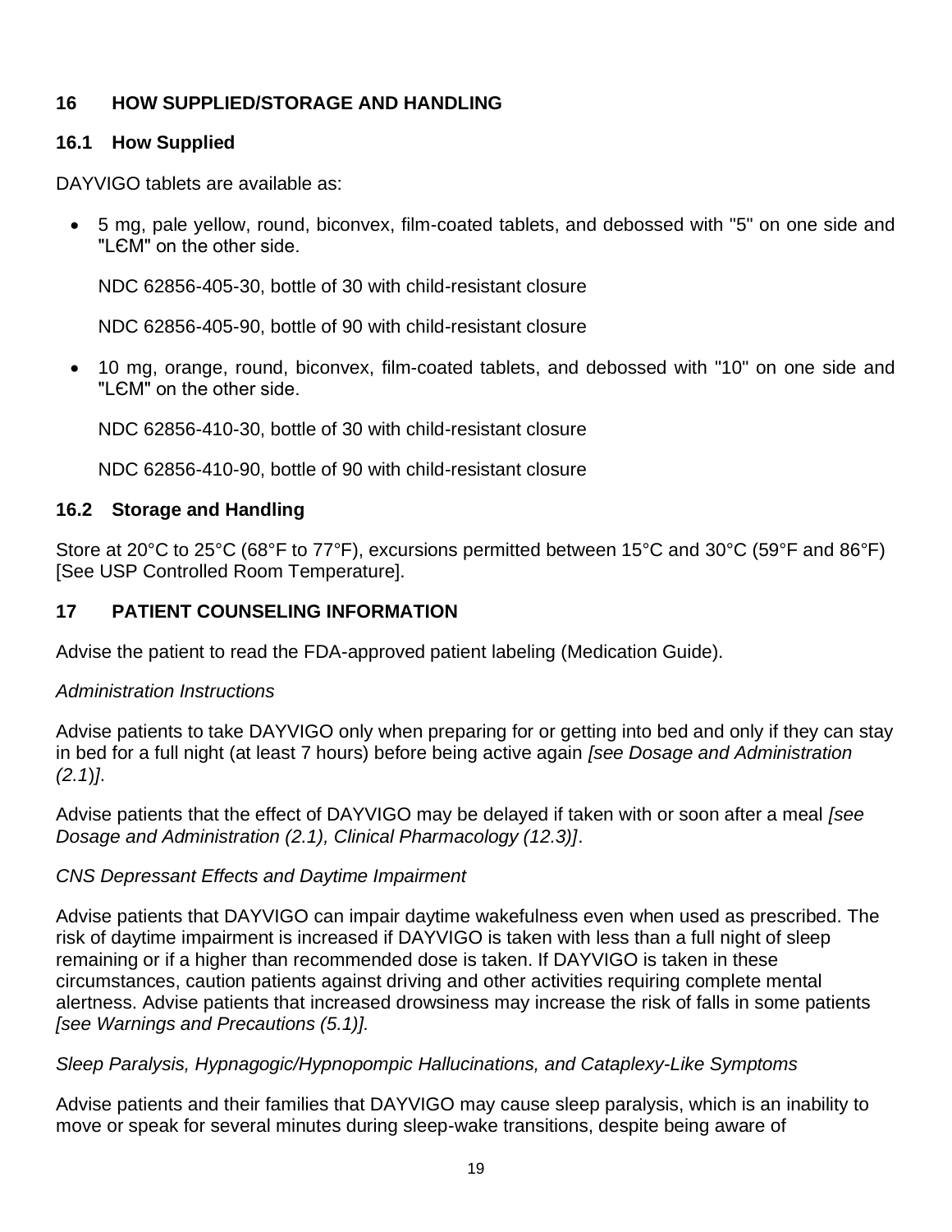## 16 HOW SUPPLIED/STORAGE AND HANDLING

### 16.1 How Supplied

DAYVIGO tablets are available as:

- 5 mg, pale yellow, round, biconvex, film-coated tablets, and debossed with "5" on one side and "LЄM" on the other side.

  NDC 62856-405-30, bottle of 30 with child-resistant closure

  NDC 62856-405-90, bottle of 90 with child-resistant closure

- 10 mg, orange, round, biconvex, film-coated tablets, and debossed with "10" on one side and "LЄM" on the other side.

  NDC 62856-410-30, bottle of 30 with child-resistant closure

  NDC 62856-410-90, bottle of 90 with child-resistant closure

### 16.2 Storage and Handling

Store at 20°C to 25°C (68°F to 77°F), excursions permitted between 15°C and 30°C (59°F and 86°F) [See USP Controlled Room Temperature].

## 17 PATIENT COUNSELING INFORMATION

Advise the patient to read the FDA-approved patient labeling (Medication Guide).

*Administration Instructions*

Advise patients to take DAYVIGO only when preparing for or getting into bed and only if they can stay in bed for a full night (at least 7 hours) before being active again *[see Dosage and Administration (2.1)]*.

Advise patients that the effect of DAYVIGO may be delayed if taken with or soon after a meal *[see Dosage and Administration (2.1), Clinical Pharmacology (12.3)]*.

*CNS Depressant Effects and Daytime Impairment*

Advise patients that DAYVIGO can impair daytime wakefulness even when used as prescribed. The risk of daytime impairment is increased if DAYVIGO is taken with less than a full night of sleep remaining or if a higher than recommended dose is taken. If DAYVIGO is taken in these circumstances, caution patients against driving and other activities requiring complete mental alertness. Advise patients that increased drowsiness may increase the risk of falls in some patients *[see Warnings and Precautions (5.1)].*

*Sleep Paralysis, Hypnagogic/Hypnopompic Hallucinations, and Cataplexy-Like Symptoms*

Advise patients and their families that DAYVIGO may cause sleep paralysis, which is an inability to move or speak for several minutes during sleep-wake transitions, despite being aware of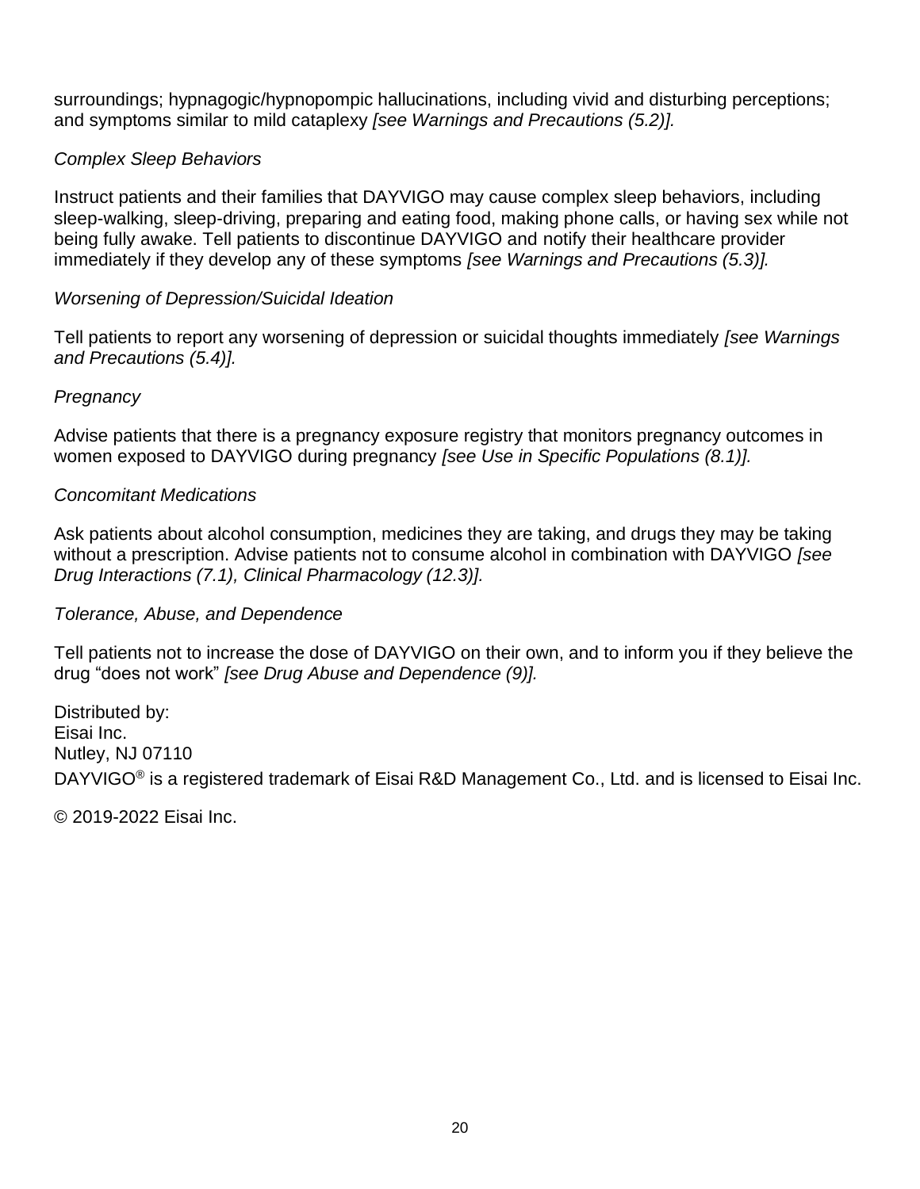surroundings; hypnagogic/hypnopompic hallucinations, including vivid and disturbing perceptions; and symptoms similar to mild cataplexy *[see Warnings and Precautions (5.2)].*

*Complex Sleep Behaviors*

Instruct patients and their families that DAYVIGO may cause complex sleep behaviors, including sleep-walking, sleep-driving, preparing and eating food, making phone calls, or having sex while not being fully awake. Tell patients to discontinue DAYVIGO and notify their healthcare provider immediately if they develop any of these symptoms *[see Warnings and Precautions (5.3)].*

*Worsening of Depression/Suicidal Ideation*

Tell patients to report any worsening of depression or suicidal thoughts immediately *[see Warnings and Precautions (5.4)].*

*Pregnancy*

Advise patients that there is a pregnancy exposure registry that monitors pregnancy outcomes in women exposed to DAYVIGO during pregnancy *[see Use in Specific Populations (8.1)].*

*Concomitant Medications*

Ask patients about alcohol consumption, medicines they are taking, and drugs they may be taking without a prescription. Advise patients not to consume alcohol in combination with DAYVIGO *[see Drug Interactions (7.1), Clinical Pharmacology (12.3)].*

*Tolerance, Abuse, and Dependence*

Tell patients not to increase the dose of DAYVIGO on their own, and to inform you if they believe the drug "does not work" *[see Drug Abuse and Dependence (9)].*

Distributed by:
Eisai Inc.
Nutley, NJ 07110

DAYVIGO® is a registered trademark of Eisai R&D Management Co., Ltd. and is licensed to Eisai Inc.

© 2019-2022 Eisai Inc.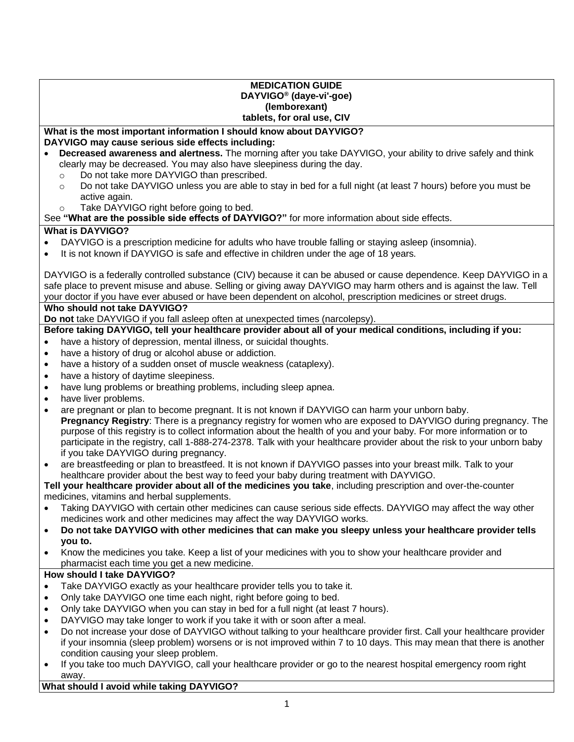**MEDICATION GUIDE**
**DAYVIGO® (daye-vi'-goe)**
**(lemborexant)**
**tablets, for oral use, CIV**

**What is the most important information I should know about DAYVIGO?**
**DAYVIGO may cause serious side effects including:**

- **Decreased awareness and alertness.** The morning after you take DAYVIGO, your ability to drive safely and think clearly may be decreased. You may also have sleepiness during the day.
  - Do not take more DAYVIGO than prescribed.
  - Do not take DAYVIGO unless you are able to stay in bed for a full night (at least 7 hours) before you must be active again.
  - Take DAYVIGO right before going to bed.

See **"What are the possible side effects of DAYVIGO?"** for more information about side effects.

**What is DAYVIGO?**

- DAYVIGO is a prescription medicine for adults who have trouble falling or staying asleep (insomnia).
- It is not known if DAYVIGO is safe and effective in children under the age of 18 years.

DAYVIGO is a federally controlled substance (CIV) because it can be abused or cause dependence. Keep DAYVIGO in a safe place to prevent misuse and abuse. Selling or giving away DAYVIGO may harm others and is against the law. Tell your doctor if you have ever abused or have been dependent on alcohol, prescription medicines or street drugs.

**Who should not take DAYVIGO?**
**Do not** take DAYVIGO if you fall asleep often at unexpected times (narcolepsy).

**Before taking DAYVIGO, tell your healthcare provider about all of your medical conditions, including if you:**

- have a history of depression, mental illness, or suicidal thoughts.
- have a history of drug or alcohol abuse or addiction.
- have a history of a sudden onset of muscle weakness (cataplexy).
- have a history of daytime sleepiness.
- have lung problems or breathing problems, including sleep apnea.
- have liver problems.
- are pregnant or plan to become pregnant. It is not known if DAYVIGO can harm your unborn baby.
  **Pregnancy Registry**: There is a pregnancy registry for women who are exposed to DAYVIGO during pregnancy. The purpose of this registry is to collect information about the health of you and your baby. For more information or to participate in the registry, call 1-888-274-2378. Talk with your healthcare provider about the risk to your unborn baby if you take DAYVIGO during pregnancy.
- are breastfeeding or plan to breastfeed. It is not known if DAYVIGO passes into your breast milk. Talk to your healthcare provider about the best way to feed your baby during treatment with DAYVIGO.

**Tell your healthcare provider about all of the medicines you take**, including prescription and over-the-counter medicines, vitamins and herbal supplements.

- Taking DAYVIGO with certain other medicines can cause serious side effects. DAYVIGO may affect the way other medicines work and other medicines may affect the way DAYVIGO works.
- **Do not take DAYVIGO with other medicines that can make you sleepy unless your healthcare provider tells you to.**
- Know the medicines you take. Keep a list of your medicines with you to show your healthcare provider and pharmacist each time you get a new medicine.

**How should I take DAYVIGO?**

- Take DAYVIGO exactly as your healthcare provider tells you to take it.
- Only take DAYVIGO one time each night, right before going to bed.
- Only take DAYVIGO when you can stay in bed for a full night (at least 7 hours).
- DAYVIGO may take longer to work if you take it with or soon after a meal.
- Do not increase your dose of DAYVIGO without talking to your healthcare provider first. Call your healthcare provider if your insomnia (sleep problem) worsens or is not improved within 7 to 10 days. This may mean that there is another condition causing your sleep problem.
- If you take too much DAYVIGO, call your healthcare provider or go to the nearest hospital emergency room right away.

**What should I avoid while taking DAYVIGO?**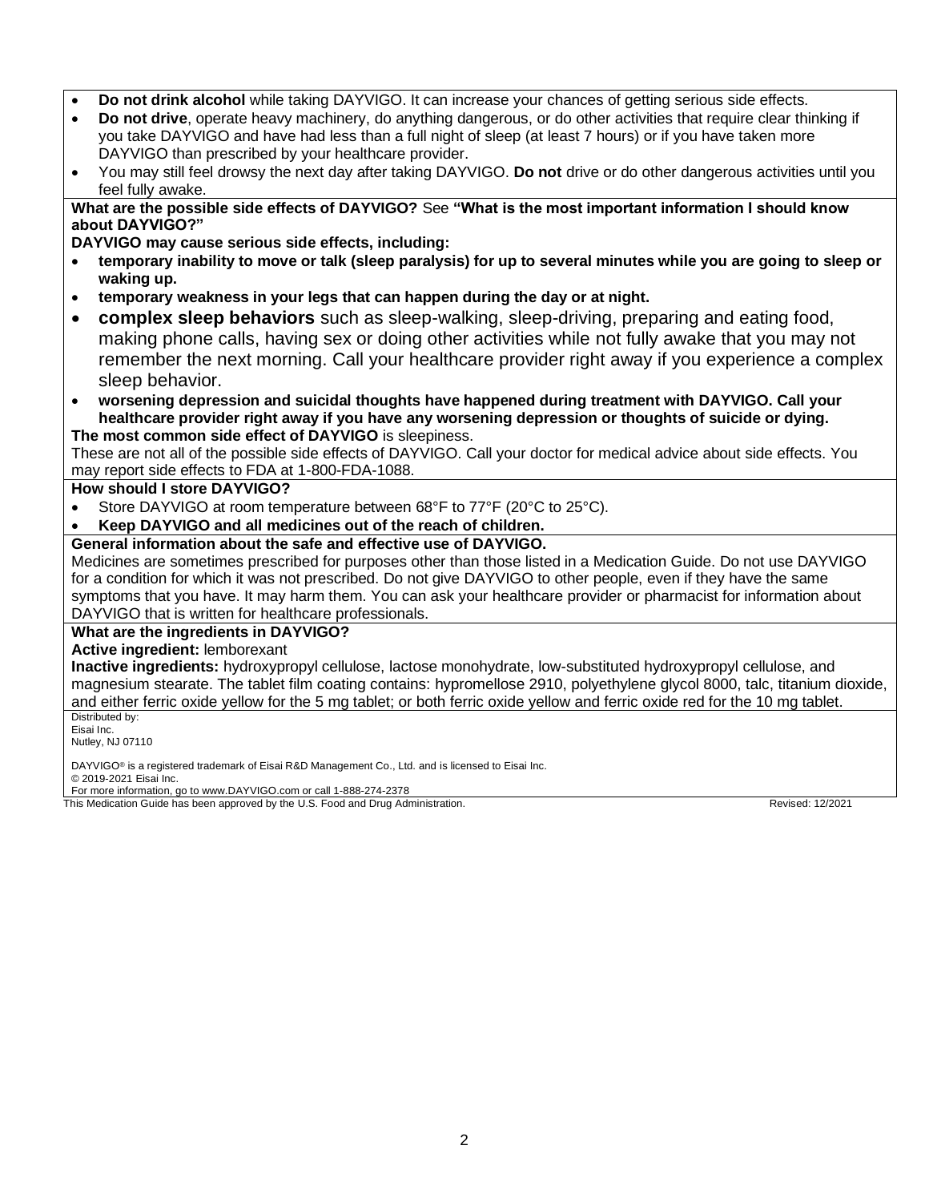- **Do not drink alcohol** while taking DAYVIGO. It can increase your chances of getting serious side effects.
- **Do not drive**, operate heavy machinery, do anything dangerous, or do other activities that require clear thinking if you take DAYVIGO and have had less than a full night of sleep (at least 7 hours) or if you have taken more DAYVIGO than prescribed by your healthcare provider.
- You may still feel drowsy the next day after taking DAYVIGO. **Do not** drive or do other dangerous activities until you feel fully awake.

**What are the possible side effects of DAYVIGO?** See **"What is the most important information I should know about DAYVIGO?"**

**DAYVIGO may cause serious side effects, including:**

- **temporary inability to move or talk (sleep paralysis) for up to several minutes while you are going to sleep or waking up.**
- **temporary weakness in your legs that can happen during the day or at night.**
- **complex sleep behaviors** such as sleep-walking, sleep-driving, preparing and eating food, making phone calls, having sex or doing other activities while not fully awake that you may not remember the next morning. Call your healthcare provider right away if you experience a complex sleep behavior.
- **worsening depression and suicidal thoughts have happened during treatment with DAYVIGO. Call your healthcare provider right away if you have any worsening depression or thoughts of suicide or dying.**

**The most common side effect of DAYVIGO** is sleepiness.

These are not all of the possible side effects of DAYVIGO. Call your doctor for medical advice about side effects. You may report side effects to FDA at 1-800-FDA-1088.

**How should I store DAYVIGO?**

- Store DAYVIGO at room temperature between 68°F to 77°F (20°C to 25°C).
- **Keep DAYVIGO and all medicines out of the reach of children.**

**General information about the safe and effective use of DAYVIGO.**

Medicines are sometimes prescribed for purposes other than those listed in a Medication Guide. Do not use DAYVIGO for a condition for which it was not prescribed. Do not give DAYVIGO to other people, even if they have the same symptoms that you have. It may harm them. You can ask your healthcare provider or pharmacist for information about DAYVIGO that is written for healthcare professionals.

**What are the ingredients in DAYVIGO?**

**Active ingredient:** lemborexant

**Inactive ingredients:** hydroxypropyl cellulose, lactose monohydrate, low-substituted hydroxypropyl cellulose, and magnesium stearate. The tablet film coating contains: hypromellose 2910, polyethylene glycol 8000, talc, titanium dioxide, and either ferric oxide yellow for the 5 mg tablet; or both ferric oxide yellow and ferric oxide red for the 10 mg tablet.

Distributed by:
Eisai Inc.
Nutley, NJ 07110

DAYVIGO® is a registered trademark of Eisai R&D Management Co., Ltd. and is licensed to Eisai Inc.
© 2019-2021 Eisai Inc.
For more information, go to www.DAYVIGO.com or call 1-888-274-2378

This Medication Guide has been approved by the U.S. Food and Drug Administration. Revised: 12/2021